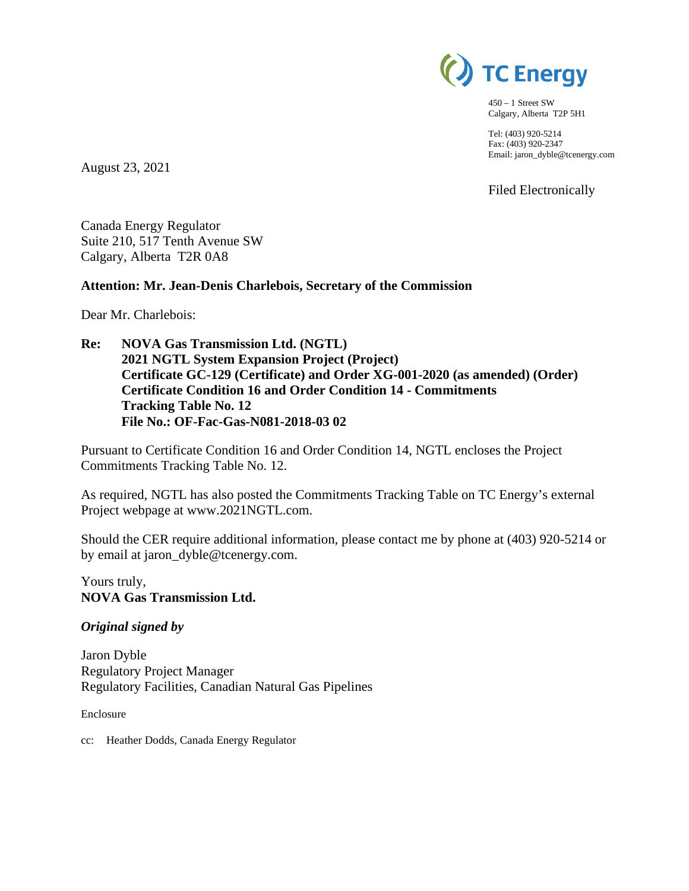TC Energy

450 – 1 Street SW
Calgary, Alberta T2P 5H1

Tel: (403) 920-5214
Fax: (403) 920-2347
Email: jaron_dyble@tcenergy.com

August 23, 2021

Filed Electronically

Canada Energy Regulator
Suite 210, 517 Tenth Avenue SW
Calgary, Alberta T2R 0A8

**Attention: Mr. Jean-Denis Charlebois, Secretary of the Commission**

Dear Mr. Charlebois:

**Re: NOVA Gas Transmission Ltd. (NGTL)**
**2021 NGTL System Expansion Project (Project)**
**Certificate GC-129 (Certificate) and Order XG-001-2020 (as amended) (Order)**
**Certificate Condition 16 and Order Condition 14 - Commitments Tracking Table No. 12**
**File No.: OF-Fac-Gas-N081-2018-03 02**

Pursuant to Certificate Condition 16 and Order Condition 14, NGTL encloses the Project Commitments Tracking Table No. 12.

As required, NGTL has also posted the Commitments Tracking Table on TC Energy's external Project webpage at www.2021NGTL.com.

Should the CER require additional information, please contact me by phone at (403) 920-5214 or by email at jaron_dyble@tcenergy.com.

Yours truly,
**NOVA Gas Transmission Ltd.**

***Original signed by***

Jaron Dyble
Regulatory Project Manager
Regulatory Facilities, Canadian Natural Gas Pipelines

Enclosure

cc: Heather Dodds, Canada Energy Regulator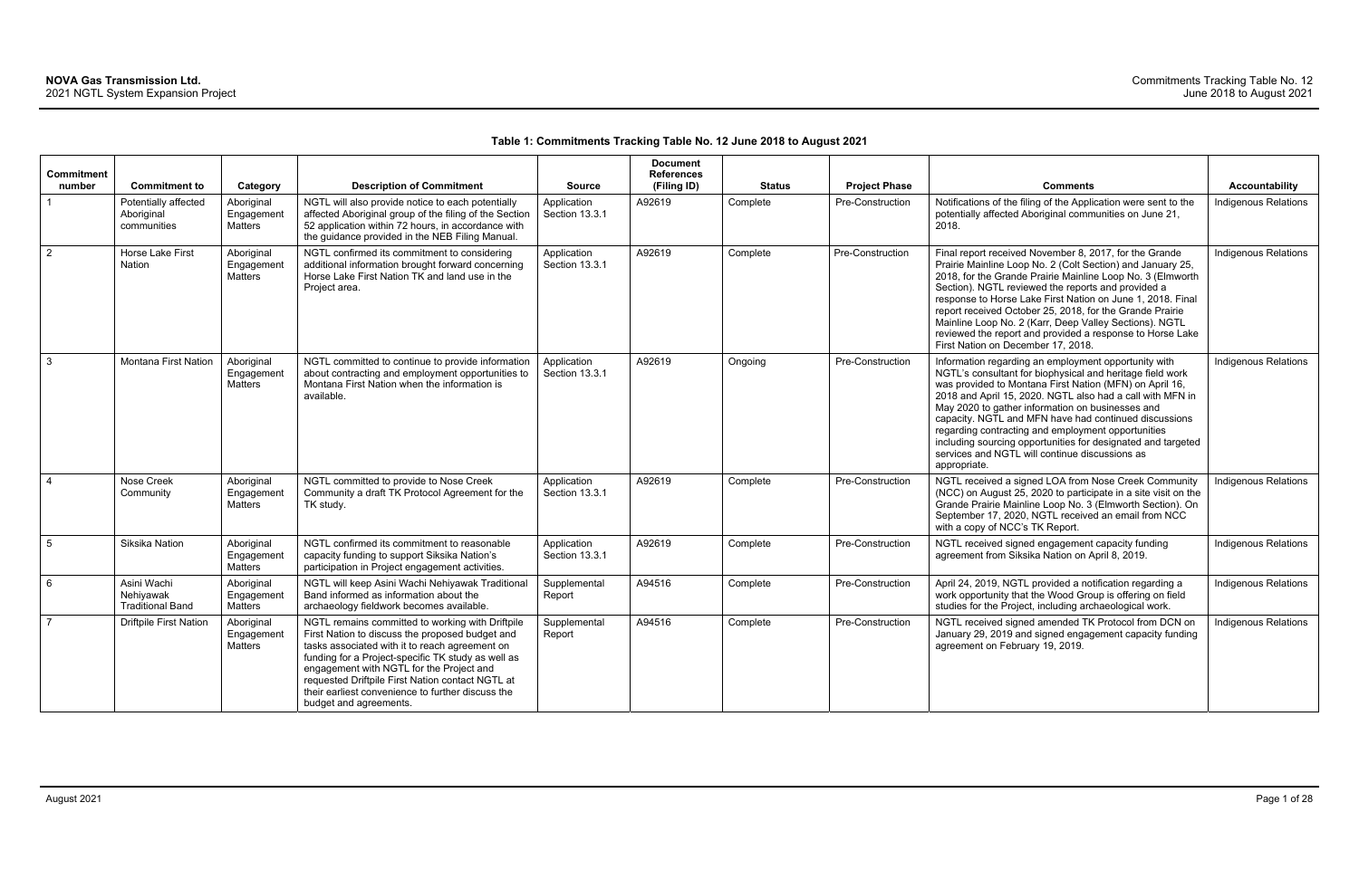**Table 1: Commitments Tracking Table No. 12 June 2018 to August 2021**

| Commitment number | Commitment to | Category | Description of Commitment | Source | Document References (Filing ID) | Status | Project Phase | Comments | Accountability |
|---|---|---|---|---|---|---|---|---|---|
| 1 | Potentially affected Aboriginal communities | Aboriginal Engagement Matters | NGTL will also provide notice to each potentially affected Aboriginal group of the filing of the Section 52 application within 72 hours, in accordance with the guidance provided in the NEB Filing Manual. | Application Section 13.3.1 | A92619 | Complete | Pre-Construction | Notifications of the filing of the Application were sent to the potentially affected Aboriginal communities on June 21, 2018. | Indigenous Relations |
| 2 | Horse Lake First Nation | Aboriginal Engagement Matters | NGTL confirmed its commitment to considering additional information brought forward concerning Horse Lake First Nation TK and land use in the Project area. | Application Section 13.3.1 | A92619 | Complete | Pre-Construction | Final report received November 8, 2017, for the Grande Prairie Mainline Loop No. 2 (Colt Section) and January 25, 2018, for the Grande Prairie Mainline Loop No. 3 (Elmworth Section). NGTL reviewed the reports and provided a response to Horse Lake First Nation on June 1, 2018. Final report received October 25, 2018, for the Grande Prairie Mainline Loop No. 2 (Karr, Deep Valley Sections). NGTL reviewed the report and provided a response to Horse Lake First Nation on December 17, 2018. | Indigenous Relations |
| 3 | Montana First Nation | Aboriginal Engagement Matters | NGTL committed to continue to provide information about contracting and employment opportunities to Montana First Nation when the information is available. | Application Section 13.3.1 | A92619 | Ongoing | Pre-Construction | Information regarding an employment opportunity with NGTL's consultant for biophysical and heritage field work was provided to Montana First Nation (MFN) on April 16, 2018 and April 15, 2020. NGTL also had a call with MFN in May 2020 to gather information on businesses and capacity. NGTL and MFN have had continued discussions regarding contracting and employment opportunities including sourcing opportunities for designated and targeted services and NGTL will continue discussions as appropriate. | Indigenous Relations |
| 4 | Nose Creek Community | Aboriginal Engagement Matters | NGTL committed to provide to Nose Creek Community a draft TK Protocol Agreement for the TK study. | Application Section 13.3.1 | A92619 | Complete | Pre-Construction | NGTL received a signed LOA from Nose Creek Community (NCC) on August 25, 2020 to participate in a site visit on the Grande Prairie Mainline Loop No. 3 (Elmworth Section). On September 17, 2020, NGTL received an email from NCC with a copy of NCC's TK Report. | Indigenous Relations |
| 5 | Siksika Nation | Aboriginal Engagement Matters | NGTL confirmed its commitment to reasonable capacity funding to support Siksika Nation's participation in Project engagement activities. | Application Section 13.3.1 | A92619 | Complete | Pre-Construction | NGTL received signed engagement capacity funding agreement from Siksika Nation on April 8, 2019. | Indigenous Relations |
| 6 | Asini Wachi Nehiyawak Traditional Band | Aboriginal Engagement Matters | NGTL will keep Asini Wachi Nehiyawak Traditional Band informed as information about the archaeology fieldwork becomes available. | Supplemental Report | A94516 | Complete | Pre-Construction | April 24, 2019, NGTL provided a notification regarding a work opportunity that the Wood Group is offering on field studies for the Project, including archaeological work. | Indigenous Relations |
| 7 | Driftpile First Nation | Aboriginal Engagement Matters | NGTL remains committed to working with Driftpile First Nation to discuss the proposed budget and tasks associated with it to reach agreement on funding for a Project-specific TK study as well as engagement with NGTL for the Project and requested Driftpile First Nation contact NGTL at their earliest convenience to further discuss the budget and agreements. | Supplemental Report | A94516 | Complete | Pre-Construction | NGTL received signed amended TK Protocol from DCN on January 29, 2019 and signed engagement capacity funding agreement on February 19, 2019. | Indigenous Relations |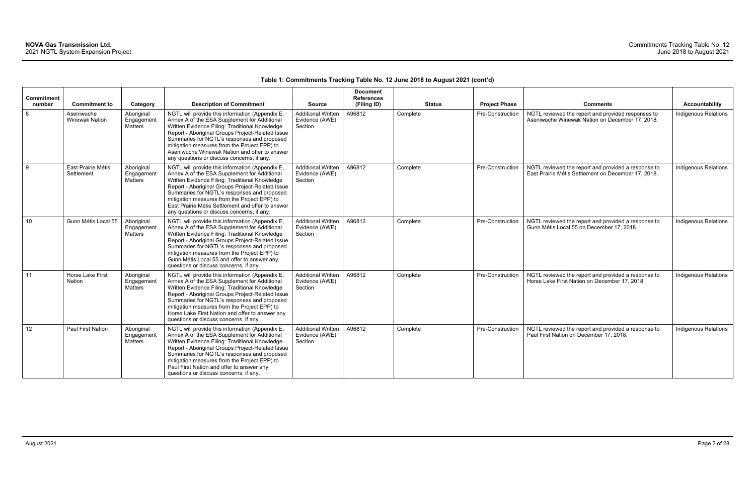**Table 1: Commitments Tracking Table No. 12 June 2018 to August 2021 (cont'd)**

| Commitment number | Commitment to | Category | Description of Commitment | Source | Document References (Filing ID) | Status | Project Phase | Comments | Accountability |
|---|---|---|---|---|---|---|---|---|---|
| 8 | Aseniwuche Winewak Nation | Aboriginal Engagement Matters | NGTL will provide this information (Appendix E, Annex A of the ESA Supplement for Additional Written Evidence Filing: Traditional Knowledge Report - Aboriginal Groups Project-Related Issue Summaries for NGTL's responses and proposed mitigation measures from the Project EPP) to Aseniwuche Winewak Nation and offer to answer any questions or discuss concerns, if any. | Additional Written Evidence (AWE) Section | A96812 | Complete | Pre-Construction | NGTL reviewed the report and provided responses to Aseniwuche Winewak Nation on December 17, 2018. | Indigenous Relations |
| 9 | East Prairie Métis Settlement | Aboriginal Engagement Matters | NGTL will provide this information (Appendix E, Annex A of the ESA Supplement for Additional Written Evidence Filing: Traditional Knowledge Report - Aboriginal Groups Project-Related Issue Summaries for NGTL's responses and proposed mitigation measures from the Project EPP) to East Prairie Métis Settlement and offer to answer any questions or discuss concerns, if any. | Additional Written Evidence (AWE) Section | A96812 | Complete | Pre-Construction | NGTL reviewed the report and provided a response to East Prairie Métis Settlement on December 17, 2018. | Indigenous Relations |
| 10 | Gunn Métis Local 55 | Aboriginal Engagement Matters | NGTL will provide this information (Appendix E, Annex A of the ESA Supplement for Additional Written Evidence Filing: Traditional Knowledge Report - Aboriginal Groups Project-Related Issue Summaries for NGTL's responses and proposed mitigation measures from the Project EPP) to Gunn Métis Local 55 and offer to answer any questions or discuss concerns, if any. | Additional Written Evidence (AWE) Section | A96812 | Complete | Pre-Construction | NGTL reviewed the report and provided a response to Gunn Métis Local 55 on December 17, 2018. | Indigenous Relations |
| 11 | Horse Lake First Nation | Aboriginal Engagement Matters | NGTL will provide this information (Appendix E, Annex A of the ESA Supplement for Additional Written Evidence Filing: Traditional Knowledge Report - Aboriginal Groups Project-Related Issue Summaries for NGTL's responses and proposed mitigation measures from the Project EPP) to Horse Lake First Nation and offer to answer any questions or discuss concerns, if any. | Additional Written Evidence (AWE) Section | A96812 | Complete | Pre-Construction | NGTL reviewed the report and provided a response to Horse Lake First Nation on December 17, 2018. | Indigenous Relations |
| 12 | Paul First Nation | Aboriginal Engagement Matters | NGTL will provide this information (Appendix E, Annex A of the ESA Supplement for Additional Written Evidence Filing: Traditional Knowledge Report - Aboriginal Groups Project-Related Issue Summaries for NGTL's responses and proposed mitigation measures from the Project EPP) to Paul First Nation and offer to answer any questions or discuss concerns, if any. | Additional Written Evidence (AWE) Section | A96812 | Complete | Pre-Construction | NGTL reviewed the report and provided a response to Paul First Nation on December 17, 2018. | Indigenous Relations |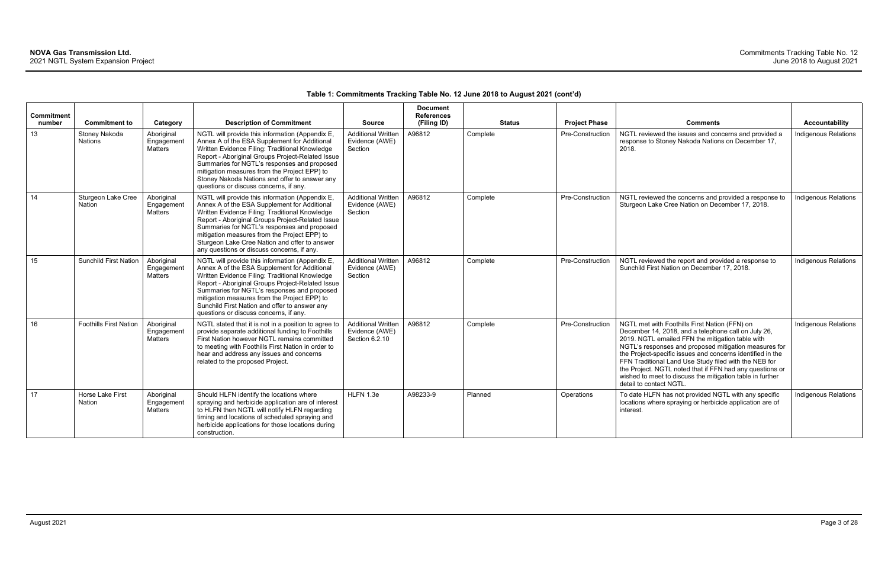**Table 1: Commitments Tracking Table No. 12 June 2018 to August 2021 (cont'd)**

| Commitment number | Commitment to | Category | Description of Commitment | Source | Document References (Filing ID) | Status | Project Phase | Comments | Accountability |
|---|---|---|---|---|---|---|---|---|---|
| 13 | Stoney Nakoda Nations | Aboriginal Engagement Matters | NGTL will provide this information (Appendix E, Annex A of the ESA Supplement for Additional Written Evidence Filing: Traditional Knowledge Report - Aboriginal Groups Project-Related Issue Summaries for NGTL's responses and proposed mitigation measures from the Project EPP) to Stoney Nakoda Nations and offer to answer any questions or discuss concerns, if any. | Additional Written Evidence (AWE) Section | A96812 | Complete | Pre-Construction | NGTL reviewed the issues and concerns and provided a response to Stoney Nakoda Nations on December 17, 2018. | Indigenous Relations |
| 14 | Sturgeon Lake Cree Nation | Aboriginal Engagement Matters | NGTL will provide this information (Appendix E, Annex A of the ESA Supplement for Additional Written Evidence Filing: Traditional Knowledge Report - Aboriginal Groups Project-Related Issue Summaries for NGTL's responses and proposed mitigation measures from the Project EPP) to Sturgeon Lake Cree Nation and offer to answer any questions or discuss concerns, if any. | Additional Written Evidence (AWE) Section | A96812 | Complete | Pre-Construction | NGTL reviewed the concerns and provided a response to Sturgeon Lake Cree Nation on December 17, 2018. | Indigenous Relations |
| 15 | Sunchild First Nation | Aboriginal Engagement Matters | NGTL will provide this information (Appendix E, Annex A of the ESA Supplement for Additional Written Evidence Filing: Traditional Knowledge Report - Aboriginal Groups Project-Related Issue Summaries for NGTL's responses and proposed mitigation measures from the Project EPP) to Sunchild First Nation and offer to answer any questions or discuss concerns, if any. | Additional Written Evidence (AWE) Section | A96812 | Complete | Pre-Construction | NGTL reviewed the report and provided a response to Sunchild First Nation on December 17, 2018. | Indigenous Relations |
| 16 | Foothills First Nation | Aboriginal Engagement Matters | NGTL stated that it is not in a position to agree to provide separate additional funding to Foothills First Nation however NGTL remains committed to meeting with Foothills First Nation in order to hear and address any issues and concerns related to the proposed Project. | Additional Written Evidence (AWE) Section 6.2.10 | A96812 | Complete | Pre-Construction | NGTL met with Foothills First Nation (FFN) on December 14, 2018, and a telephone call on July 26, 2019. NGTL emailed FFN the mitigation table with NGTL's responses and proposed mitigation measures for the Project-specific issues and concerns identified in the FFN Traditional Land Use Study filed with the NEB for the Project. NGTL noted that if FFN had any questions or wished to meet to discuss the mitigation table in further detail to contact NGTL. | Indigenous Relations |
| 17 | Horse Lake First Nation | Aboriginal Engagement Matters | Should HLFN identify the locations where spraying and herbicide application are of interest to HLFN then NGTL will notify HLFN regarding timing and locations of scheduled spraying and herbicide applications for those locations during construction. | HLFN 1.3e | A98233-9 | Planned | Operations | To date HLFN has not provided NGTL with any specific locations where spraying or herbicide application are of interest. | Indigenous Relations |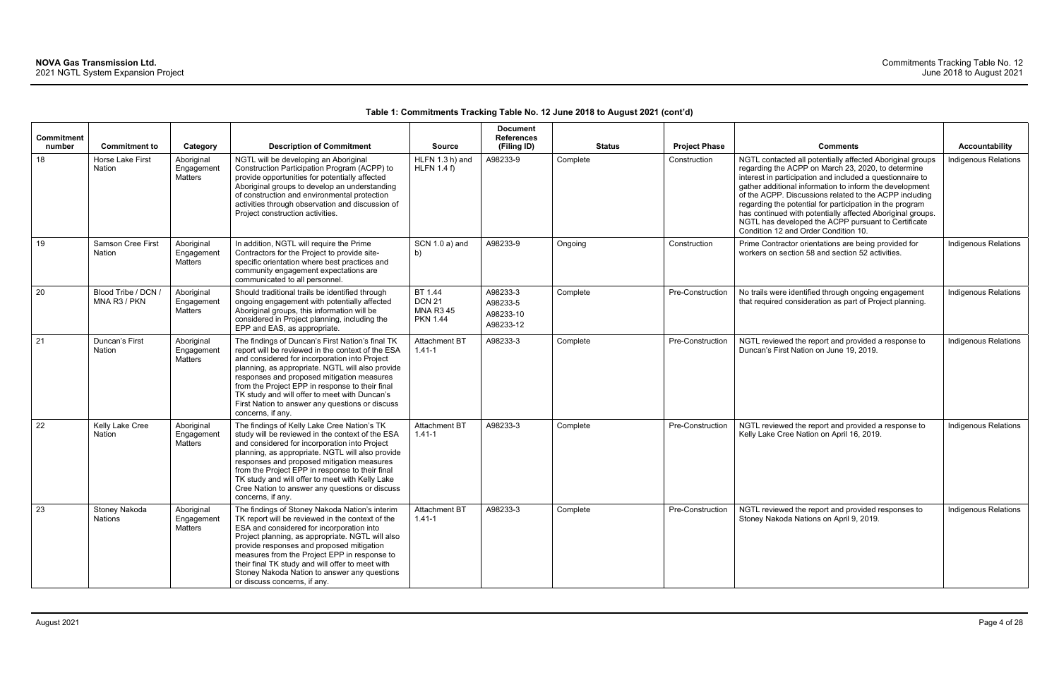**Table 1: Commitments Tracking Table No. 12 June 2018 to August 2021 (cont'd)**

| Commitment number | Commitment to | Category | Description of Commitment | Source | Document References (Filing ID) | Status | Project Phase | Comments | Accountability |
|---|---|---|---|---|---|---|---|---|---|
| 18 | Horse Lake First Nation | Aboriginal Engagement Matters | NGTL will be developing an Aboriginal Construction Participation Program (ACPP) to provide opportunities for potentially affected Aboriginal groups to develop an understanding of construction and environmental protection activities through observation and discussion of Project construction activities. | HLFN 1.3 h) and HLFN 1.4 f) | A98233-9 | Complete | Construction | NGTL contacted all potentially affected Aboriginal groups regarding the ACPP on March 23, 2020, to determine interest in participation and included a questionnaire to gather additional information to inform the development of the ACPP. Discussions related to the ACPP including regarding the potential for participation in the program has continued with potentially affected Aboriginal groups. NGTL has developed the ACPP pursuant to Certificate Condition 12 and Order Condition 10. | Indigenous Relations |
| 19 | Samson Cree First Nation | Aboriginal Engagement Matters | In addition, NGTL will require the Prime Contractors for the Project to provide site-specific orientation where best practices and community engagement expectations are communicated to all personnel. | SCN 1.0 a) and b) | A98233-9 | Ongoing | Construction | Prime Contractor orientations are being provided for workers on section 58 and section 52 activities. | Indigenous Relations |
| 20 | Blood Tribe / DCN / MNA R3 / PKN | Aboriginal Engagement Matters | Should traditional trails be identified through ongoing engagement with potentially affected Aboriginal groups, this information will be considered in Project planning, including the EPP and EAS, as appropriate. | BT 1.44<br>DCN 21<br>MNA R3 45<br>PKN 1.44 | A98233-3<br>A98233-5<br>A98233-10<br>A98233-12 | Complete | Pre-Construction | No trails were identified through ongoing engagement that required consideration as part of Project planning. | Indigenous Relations |
| 21 | Duncan's First Nation | Aboriginal Engagement Matters | The findings of Duncan's First Nation's final TK report will be reviewed in the context of the ESA and considered for incorporation into Project planning, as appropriate. NGTL will also provide responses and proposed mitigation measures from the Project EPP in response to their final TK study and will offer to meet with Duncan's First Nation to answer any questions or discuss concerns, if any. | Attachment BT 1.41-1 | A98233-3 | Complete | Pre-Construction | NGTL reviewed the report and provided a response to Duncan's First Nation on June 19, 2019. | Indigenous Relations |
| 22 | Kelly Lake Cree Nation | Aboriginal Engagement Matters | The findings of Kelly Lake Cree Nation's TK study will be reviewed in the context of the ESA and considered for incorporation into Project planning, as appropriate. NGTL will also provide responses and proposed mitigation measures from the Project EPP in response to their final TK study and will offer to meet with Kelly Lake Cree Nation to answer any questions or discuss concerns, if any. | Attachment BT 1.41-1 | A98233-3 | Complete | Pre-Construction | NGTL reviewed the report and provided a response to Kelly Lake Cree Nation on April 16, 2019. | Indigenous Relations |
| 23 | Stoney Nakoda Nations | Aboriginal Engagement Matters | The findings of Stoney Nakoda Nation's interim TK report will be reviewed in the context of the ESA and considered for incorporation into Project planning, as appropriate. NGTL will also provide responses and proposed mitigation measures from the Project EPP in response to their final TK study and will offer to meet with Stoney Nakoda Nation to answer any questions or discuss concerns, if any. | Attachment BT 1.41-1 | A98233-3 | Complete | Pre-Construction | NGTL reviewed the report and provided responses to Stoney Nakoda Nations on April 9, 2019. | Indigenous Relations |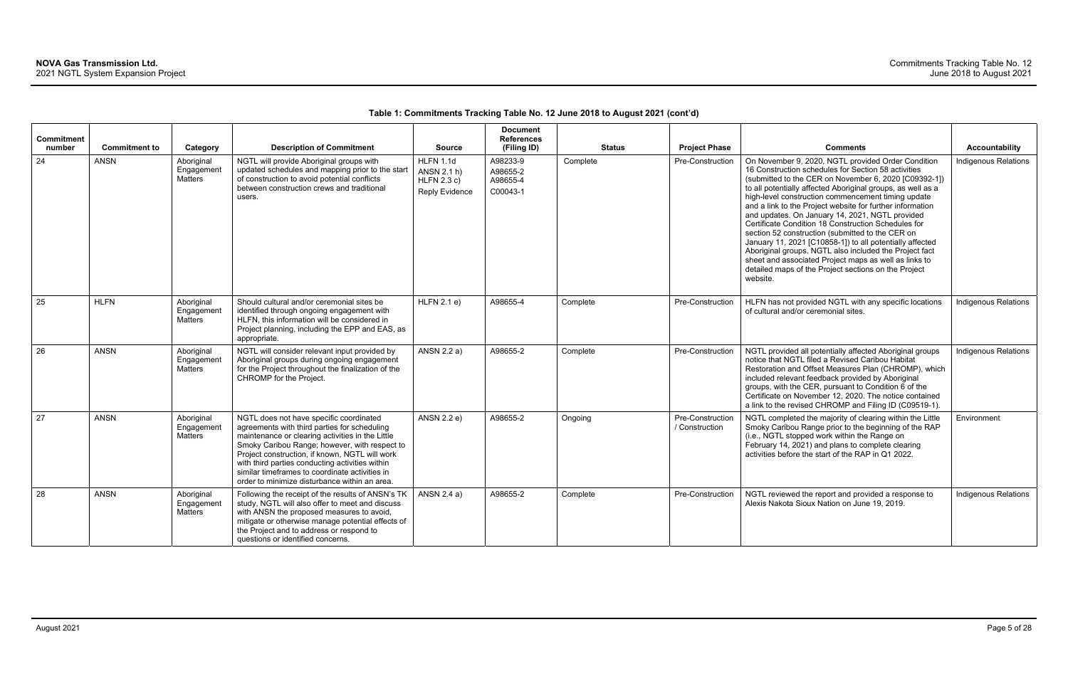**Table 1: Commitments Tracking Table No. 12 June 2018 to August 2021 (cont'd)**

| Commitment number | Commitment to | Category | Description of Commitment | Source | Document References (Filing ID) | Status | Project Phase | Comments | Accountability |
|---|---|---|---|---|---|---|---|---|---|
| 24 | ANSN | Aboriginal Engagement Matters | NGTL will provide Aboriginal groups with updated schedules and mapping prior to the start of construction to avoid potential conflicts between construction crews and traditional users. | HLFN 1.1d ANSN 2.1 h) HLFN 2.3 c) Reply Evidence | A98233-9 A98655-2 A98655-4 C00043-1 | Complete | Pre-Construction | On November 9, 2020, NGTL provided Order Condition 16 Construction schedules for Section 58 activities (submitted to the CER on November 6, 2020 [C09392-1]) to all potentially affected Aboriginal groups, as well as a high-level construction commencement timing update and a link to the Project website for further information and updates. On January 14, 2021, NGTL provided Certificate Condition 18 Construction Schedules for section 52 construction (submitted to the CER on January 11, 2021 [C10858-1]) to all potentially affected Aboriginal groups. NGTL also included the Project fact sheet and associated Project maps as well as links to detailed maps of the Project sections on the Project website. | Indigenous Relations |
| 25 | HLFN | Aboriginal Engagement Matters | Should cultural and/or ceremonial sites be identified through ongoing engagement with HLFN, this information will be considered in Project planning, including the EPP and EAS, as appropriate. | HLFN 2.1 e) | A98655-4 | Complete | Pre-Construction | HLFN has not provided NGTL with any specific locations of cultural and/or ceremonial sites. | Indigenous Relations |
| 26 | ANSN | Aboriginal Engagement Matters | NGTL will consider relevant input provided by Aboriginal groups during ongoing engagement for the Project throughout the finalization of the CHROMP for the Project. | ANSN 2.2 a) | A98655-2 | Complete | Pre-Construction | NGTL provided all potentially affected Aboriginal groups notice that NGTL filed a Revised Caribou Habitat Restoration and Offset Measures Plan (CHROMP), which included relevant feedback provided by Aboriginal groups, with the CER, pursuant to Condition 6 of the Certificate on November 12, 2020. The notice contained a link to the revised CHROMP and Filing ID (C09519-1). | Indigenous Relations |
| 27 | ANSN | Aboriginal Engagement Matters | NGTL does not have specific coordinated agreements with third parties for scheduling maintenance or clearing activities in the Little Smoky Caribou Range; however, with respect to Project construction, if known, NGTL will work with third parties conducting activities within similar timeframes to coordinate activities in order to minimize disturbance within an area. | ANSN 2.2 e) | A98655-2 | Ongoing | Pre-Construction / Construction | NGTL completed the majority of clearing within the Little Smoky Caribou Range prior to the beginning of the RAP (i.e., NGTL stopped work within the Range on February 14, 2021) and plans to complete clearing activities before the start of the RAP in Q1 2022. | Environment |
| 28 | ANSN | Aboriginal Engagement Matters | Following the receipt of the results of ANSN's TK study, NGTL will also offer to meet and discuss with ANSN the proposed measures to avoid, mitigate or otherwise manage potential effects of the Project and to address or respond to questions or identified concerns. | ANSN 2.4 a) | A98655-2 | Complete | Pre-Construction | NGTL reviewed the report and provided a response to Alexis Nakota Sioux Nation on June 19, 2019. | Indigenous Relations |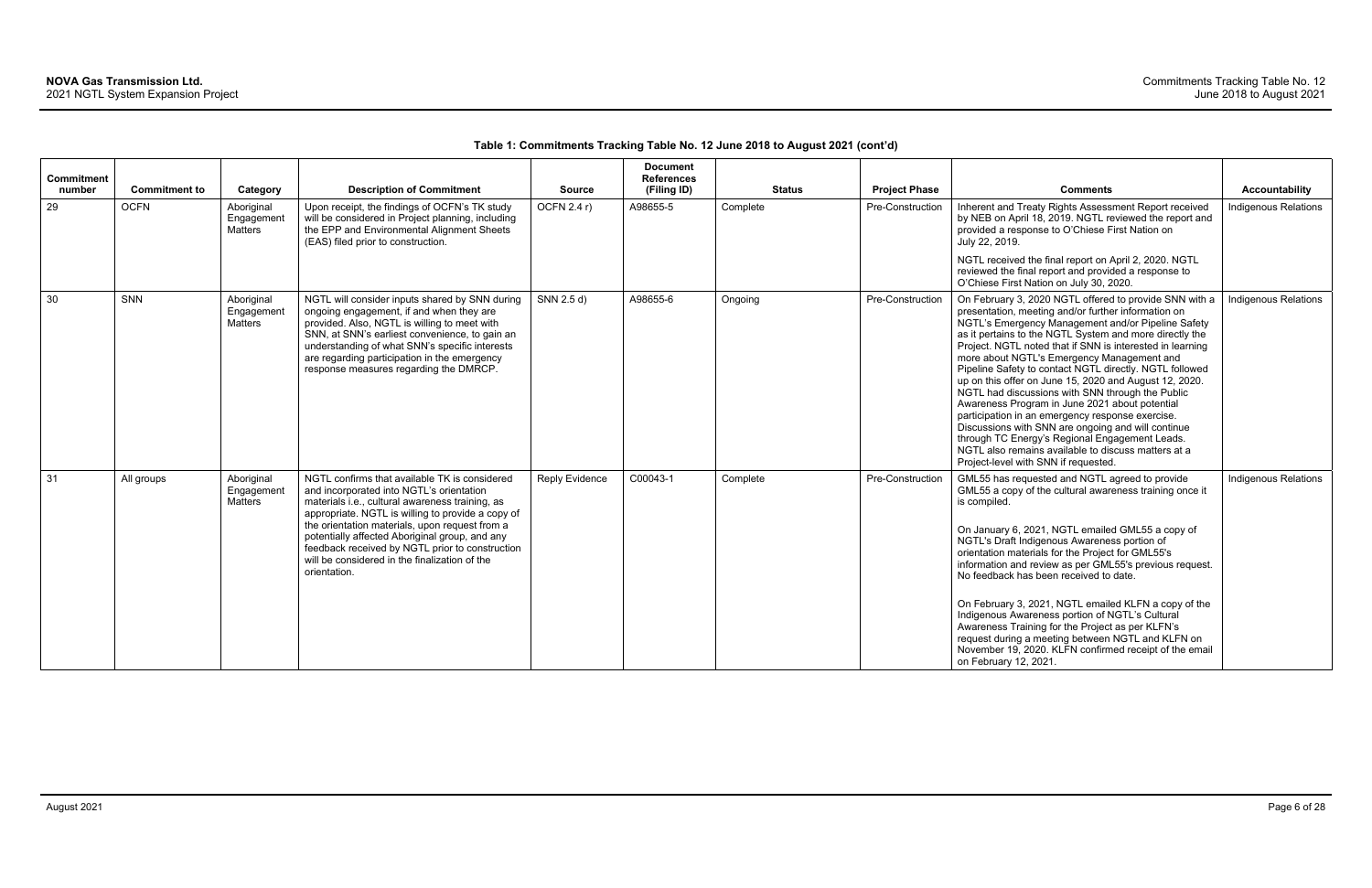**Table 1: Commitments Tracking Table No. 12 June 2018 to August 2021 (cont'd)**

| Commitment number | Commitment to | Category | Description of Commitment | Source | Document References (Filing ID) | Status | Project Phase | Comments | Accountability |
|---|---|---|---|---|---|---|---|---|---|
| 29 | OCFN | Aboriginal Engagement Matters | Upon receipt, the findings of OCFN's TK study will be considered in Project planning, including the EPP and Environmental Alignment Sheets (EAS) filed prior to construction. | OCFN 2.4 r) | A98655-5 | Complete | Pre-Construction | Inherent and Treaty Rights Assessment Report received by NEB on April 18, 2019. NGTL reviewed the report and provided a response to O'Chiese First Nation on July 22, 2019.<br><br>NGTL received the final report on April 2, 2020. NGTL reviewed the final report and provided a response to O'Chiese First Nation on July 30, 2020. | Indigenous Relations |
| 30 | SNN | Aboriginal Engagement Matters | NGTL will consider inputs shared by SNN during ongoing engagement, if and when they are provided. Also, NGTL is willing to meet with SNN, at SNN's earliest convenience, to gain an understanding of what SNN's specific interests are regarding participation in the emergency response measures regarding the DMRCP. | SNN 2.5 d) | A98655-6 | Ongoing | Pre-Construction | On February 3, 2020 NGTL offered to provide SNN with a presentation, meeting and/or further information on NGTL's Emergency Management and/or Pipeline Safety as it pertains to the NGTL System and more directly the Project. NGTL noted that if SNN is interested in learning more about NGTL's Emergency Management and Pipeline Safety to contact NGTL directly. NGTL followed up on this offer on June 15, 2020 and August 12, 2020. NGTL had discussions with SNN through the Public Awareness Program in June 2021 about potential participation in an emergency response exercise. Discussions with SNN are ongoing and will continue through TC Energy's Regional Engagement Leads. NGTL also remains available to discuss matters at a Project-level with SNN if requested. | Indigenous Relations |
| 31 | All groups | Aboriginal Engagement Matters | NGTL confirms that available TK is considered and incorporated into NGTL's orientation materials i.e., cultural awareness training, as appropriate. NGTL is willing to provide a copy of the orientation materials, upon request from a potentially affected Aboriginal group, and any feedback received by NGTL prior to construction will be considered in the finalization of the orientation. | Reply Evidence | C00043-1 | Complete | Pre-Construction | GML55 has requested and NGTL agreed to provide GML55 a copy of the cultural awareness training once it is compiled.<br><br>On January 6, 2021, NGTL emailed GML55 a copy of NGTL's Draft Indigenous Awareness portion of orientation materials for the Project for GML55's information and review as per GML55's previous request. No feedback has been received to date.<br><br>On February 3, 2021, NGTL emailed KLFN a copy of the Indigenous Awareness portion of NGTL's Cultural Awareness Training for the Project as per KLFN's request during a meeting between NGTL and KLFN on November 19, 2020. KLFN confirmed receipt of the email on February 12, 2021. | Indigenous Relations |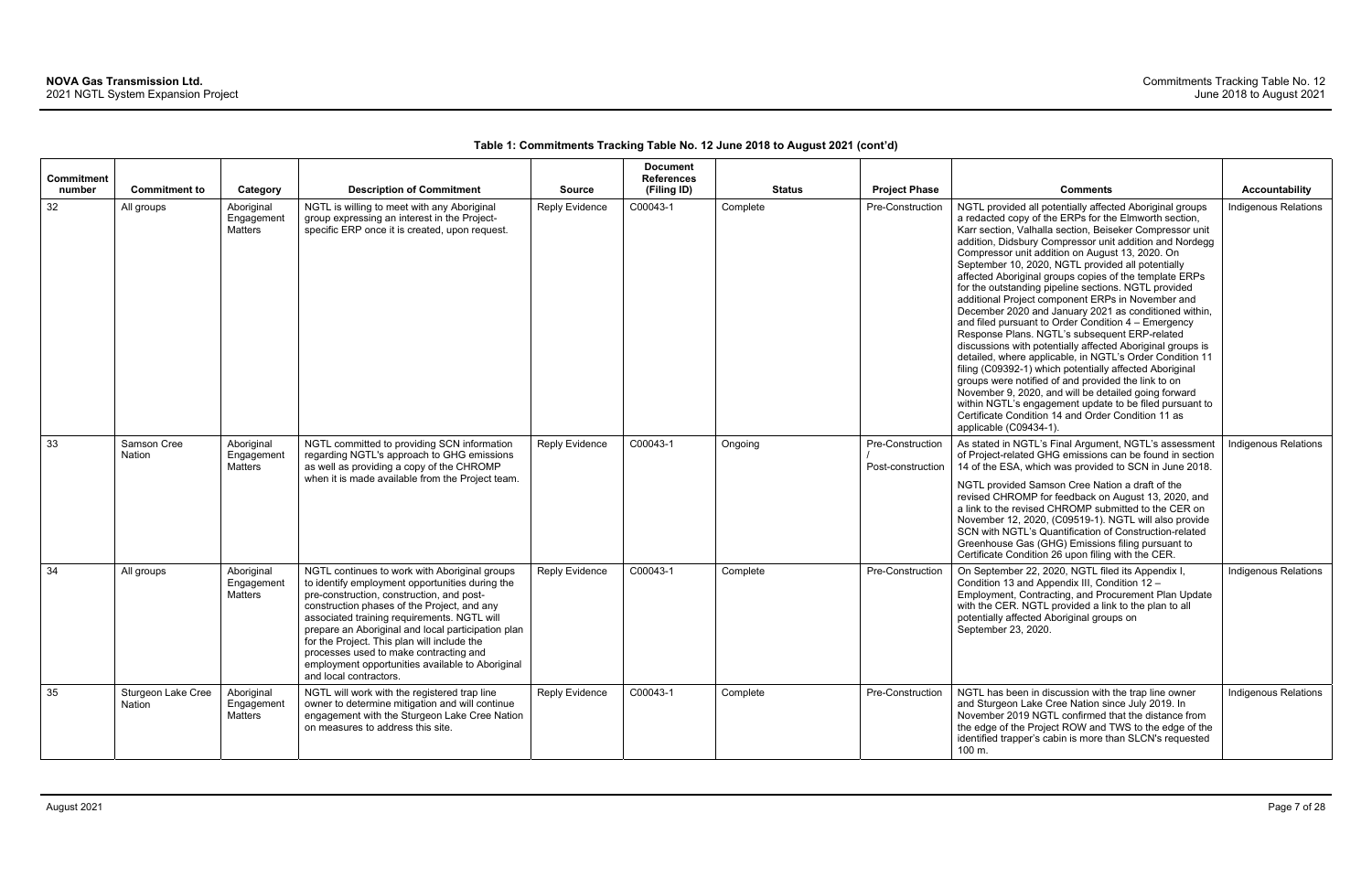**Table 1: Commitments Tracking Table No. 12 June 2018 to August 2021 (cont'd)**

| Commitment number | Commitment to | Category | Description of Commitment | Source | Document References (Filing ID) | Status | Project Phase | Comments | Accountability |
|---|---|---|---|---|---|---|---|---|---|
| 32 | All groups | Aboriginal Engagement Matters | NGTL is willing to meet with any Aboriginal group expressing an interest in the Project-specific ERP once it is created, upon request. | Reply Evidence | C00043-1 | Complete | Pre-Construction | NGTL provided all potentially affected Aboriginal groups a redacted copy of the ERPs for the Elmworth section, Karr section, Valhalla section, Beiseker Compressor unit addition, Didsbury Compressor unit addition and Nordegg Compressor unit addition on August 13, 2020. On September 10, 2020, NGTL provided all potentially affected Aboriginal groups copies of the template ERPs for the outstanding pipeline sections. NGTL provided additional Project component ERPs in November and December 2020 and January 2021 as conditioned within, and filed pursuant to Order Condition 4 – Emergency Response Plans. NGTL's subsequent ERP-related discussions with potentially affected Aboriginal groups is detailed, where applicable, in NGTL's Order Condition 11 filing (C09392-1) which potentially affected Aboriginal groups were notified of and provided the link to on November 9, 2020, and will be detailed going forward within NGTL's engagement update to be filed pursuant to Certificate Condition 14 and Order Condition 11 as applicable (C09434-1). | Indigenous Relations |
| 33 | Samson Cree Nation | Aboriginal Engagement Matters | NGTL committed to providing SCN information regarding NGTL's approach to GHG emissions as well as providing a copy of the CHROMP when it is made available from the Project team. | Reply Evidence | C00043-1 | Ongoing | Pre-Construction / Post-construction | As stated in NGTL's Final Argument, NGTL's assessment of Project-related GHG emissions can be found in section 14 of the ESA, which was provided to SCN in June 2018.<br><br>NGTL provided Samson Cree Nation a draft of the revised CHROMP for feedback on August 13, 2020, and a link to the revised CHROMP submitted to the CER on November 12, 2020, (C09519-1). NGTL will also provide SCN with NGTL's Quantification of Construction-related Greenhouse Gas (GHG) Emissions filing pursuant to Certificate Condition 26 upon filing with the CER. | Indigenous Relations |
| 34 | All groups | Aboriginal Engagement Matters | NGTL continues to work with Aboriginal groups to identify employment opportunities during the pre-construction, construction, and post-construction phases of the Project, and any associated training requirements. NGTL will prepare an Aboriginal and local participation plan for the Project. This plan will include the processes used to make contracting and employment opportunities available to Aboriginal and local contractors. | Reply Evidence | C00043-1 | Complete | Pre-Construction | On September 22, 2020, NGTL filed its Appendix I, Condition 13 and Appendix III, Condition 12 – Employment, Contracting, and Procurement Plan Update with the CER. NGTL provided a link to the plan to all potentially affected Aboriginal groups on September 23, 2020. | Indigenous Relations |
| 35 | Sturgeon Lake Cree Nation | Aboriginal Engagement Matters | NGTL will work with the registered trap line owner to determine mitigation and will continue engagement with the Sturgeon Lake Cree Nation on measures to address this site. | Reply Evidence | C00043-1 | Complete | Pre-Construction | NGTL has been in discussion with the trap line owner and Sturgeon Lake Cree Nation since July 2019. In November 2019 NGTL confirmed that the distance from the edge of the Project ROW and TWS to the edge of the identified trapper's cabin is more than SLCN's requested 100 m. | Indigenous Relations |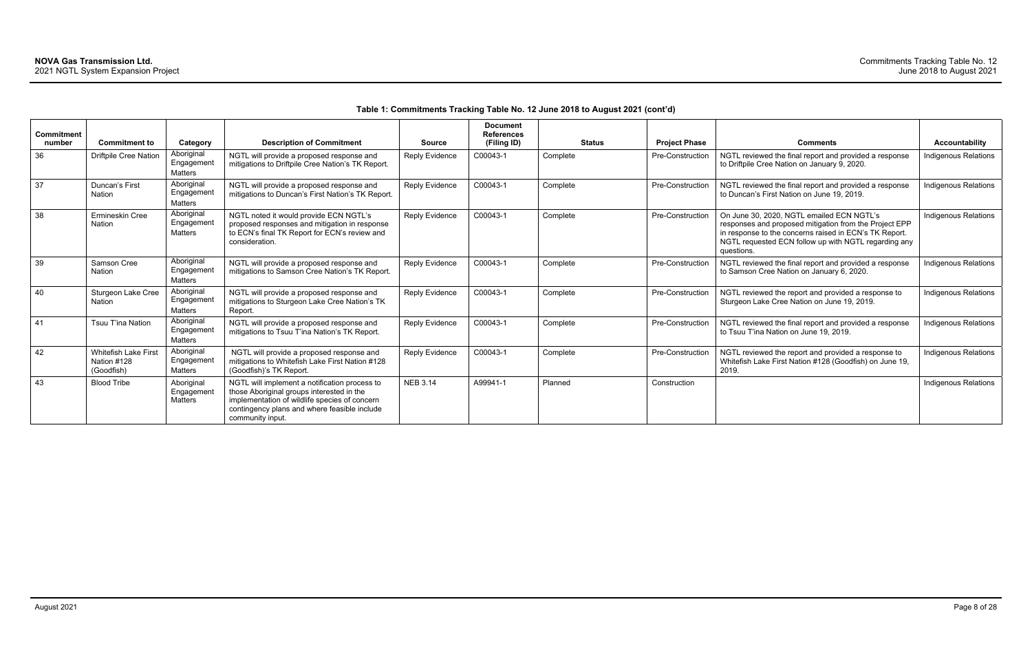**Table 1: Commitments Tracking Table No. 12 June 2018 to August 2021 (cont'd)**

| Commitment number | Commitment to | Category | Description of Commitment | Source | Document References (Filing ID) | Status | Project Phase | Comments | Accountability |
|---|---|---|---|---|---|---|---|---|---|
| 36 | Driftpile Cree Nation | Aboriginal Engagement Matters | NGTL will provide a proposed response and mitigations to Driftpile Cree Nation's TK Report. | Reply Evidence | C00043-1 | Complete | Pre-Construction | NGTL reviewed the final report and provided a response to Driftpile Cree Nation on January 9, 2020. | Indigenous Relations |
| 37 | Duncan's First Nation | Aboriginal Engagement Matters | NGTL will provide a proposed response and mitigations to Duncan's First Nation's TK Report. | Reply Evidence | C00043-1 | Complete | Pre-Construction | NGTL reviewed the final report and provided a response to Duncan's First Nation on June 19, 2019. | Indigenous Relations |
| 38 | Ermineskin Cree Nation | Aboriginal Engagement Matters | NGTL noted it would provide ECN NGTL's proposed responses and mitigation in response to ECN's final TK Report for ECN's review and consideration. | Reply Evidence | C00043-1 | Complete | Pre-Construction | On June 30, 2020, NGTL emailed ECN NGTL's responses and proposed mitigation from the Project EPP in response to the concerns raised in ECN's TK Report. NGTL requested ECN follow up with NGTL regarding any questions. | Indigenous Relations |
| 39 | Samson Cree Nation | Aboriginal Engagement Matters | NGTL will provide a proposed response and mitigations to Samson Cree Nation's TK Report. | Reply Evidence | C00043-1 | Complete | Pre-Construction | NGTL reviewed the final report and provided a response to Samson Cree Nation on January 6, 2020. | Indigenous Relations |
| 40 | Sturgeon Lake Cree Nation | Aboriginal Engagement Matters | NGTL will provide a proposed response and mitigations to Sturgeon Lake Cree Nation's TK Report. | Reply Evidence | C00043-1 | Complete | Pre-Construction | NGTL reviewed the report and provided a response to Sturgeon Lake Cree Nation on June 19, 2019. | Indigenous Relations |
| 41 | Tsuu T'ina Nation | Aboriginal Engagement Matters | NGTL will provide a proposed response and mitigations to Tsuu T'ina Nation's TK Report. | Reply Evidence | C00043-1 | Complete | Pre-Construction | NGTL reviewed the final report and provided a response to Tsuu T'ina Nation on June 19, 2019. | Indigenous Relations |
| 42 | Whitefish Lake First Nation #128 (Goodfish) | Aboriginal Engagement Matters | NGTL will provide a proposed response and mitigations to Whitefish Lake First Nation #128 (Goodfish)'s TK Report. | Reply Evidence | C00043-1 | Complete | Pre-Construction | NGTL reviewed the report and provided a response to Whitefish Lake First Nation #128 (Goodfish) on June 19, 2019. | Indigenous Relations |
| 43 | Blood Tribe | Aboriginal Engagement Matters | NGTL will implement a notification process to those Aboriginal groups interested in the implementation of wildlife species of concern contingency plans and where feasible include community input. | NEB 3.14 | A99941-1 | Planned | Construction | | Indigenous Relations |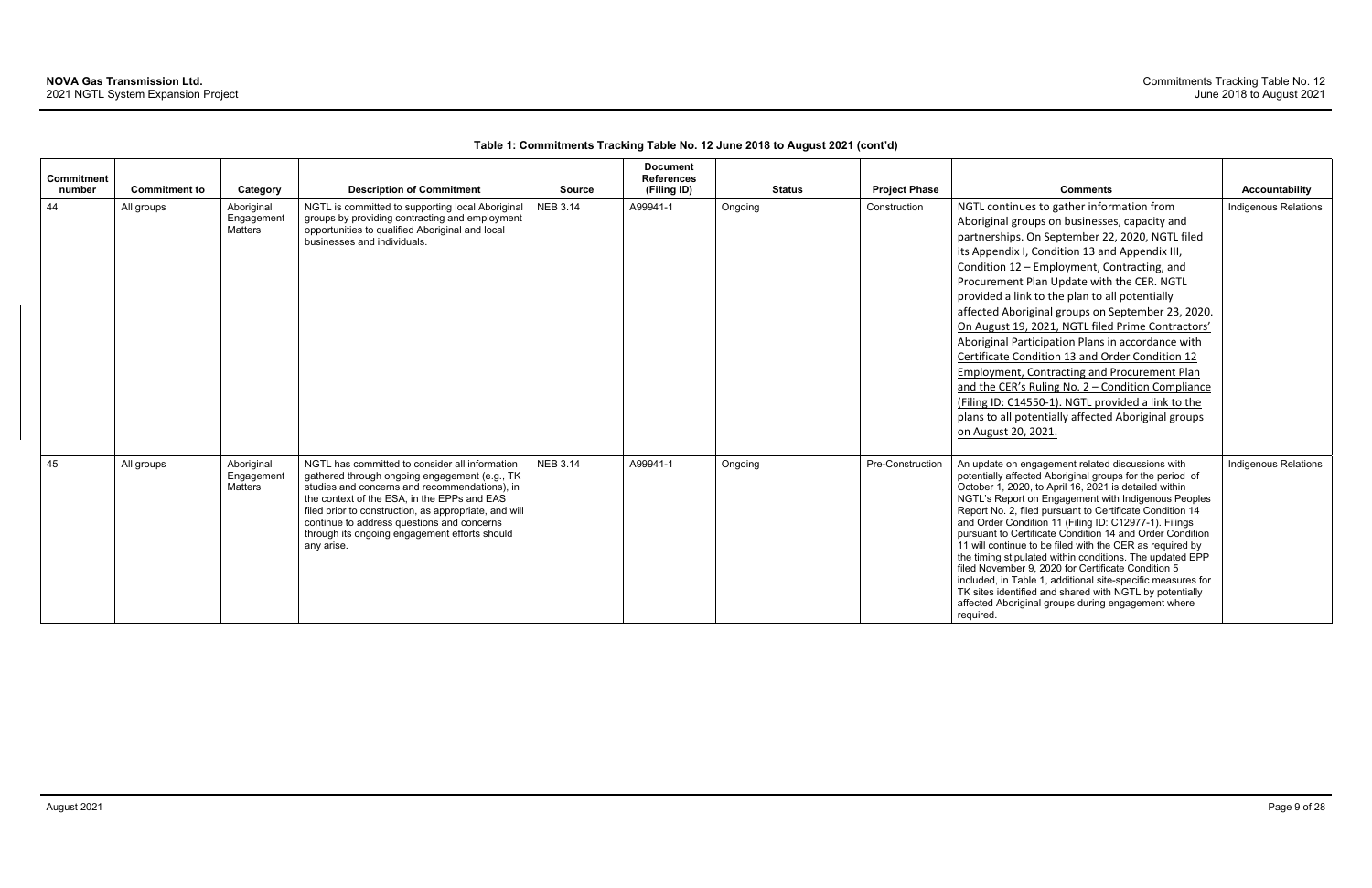**Table 1: Commitments Tracking Table No. 12 June 2018 to August 2021 (cont'd)**

| Commitment number | Commitment to | Category | Description of Commitment | Source | Document References (Filing ID) | Status | Project Phase | Comments | Accountability |
|---|---|---|---|---|---|---|---|---|---|
| 44 | All groups | Aboriginal Engagement Matters | NGTL is committed to supporting local Aboriginal groups by providing contracting and employment opportunities to qualified Aboriginal and local businesses and individuals. | NEB 3.14 | A99941-1 | Ongoing | Construction | NGTL continues to gather information from Aboriginal groups on businesses, capacity and partnerships. On September 22, 2020, NGTL filed its Appendix I, Condition 13 and Appendix III, Condition 12 – Employment, Contracting, and Procurement Plan Update with the CER. NGTL provided a link to the plan to all potentially affected Aboriginal groups on September 23, 2020. On August 19, 2021, NGTL filed Prime Contractors' Aboriginal Participation Plans in accordance with Certificate Condition 13 and Order Condition 12 Employment, Contracting and Procurement Plan and the CER's Ruling No. 2 – Condition Compliance (Filing ID: C14550-1). NGTL provided a link to the plans to all potentially affected Aboriginal groups on August 20, 2021. | Indigenous Relations |
| 45 | All groups | Aboriginal Engagement Matters | NGTL has committed to consider all information gathered through ongoing engagement (e.g., TK studies and concerns and recommendations), in the context of the ESA, in the EPPs and EAS filed prior to construction, as appropriate, and will continue to address questions and concerns through its ongoing engagement efforts should any arise. | NEB 3.14 | A99941-1 | Ongoing | Pre-Construction | An update on engagement related discussions with potentially affected Aboriginal groups for the period of October 1, 2020, to April 16, 2021 is detailed within NGTL's Report on Engagement with Indigenous Peoples Report No. 2, filed pursuant to Certificate Condition 14 and Order Condition 11 (Filing ID: C12977-1). Filings pursuant to Certificate Condition 14 and Order Condition 11 will continue to be filed with the CER as required by the timing stipulated within conditions. The updated EPP filed November 9, 2020 for Certificate Condition 5 included, in Table 1, additional site-specific measures for TK sites identified and shared with NGTL by potentially affected Aboriginal groups during engagement where required. | Indigenous Relations |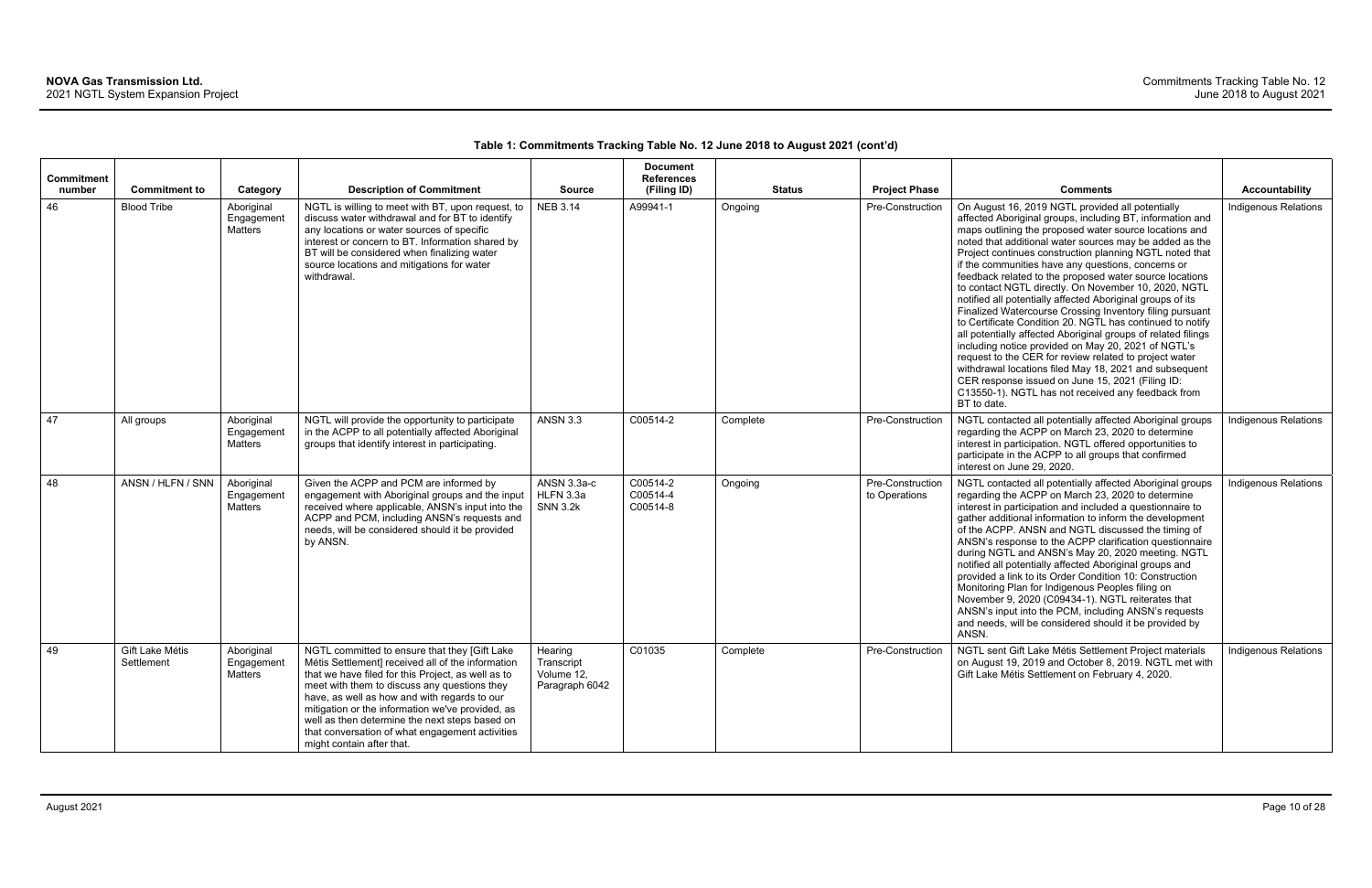**Table 1: Commitments Tracking Table No. 12 June 2018 to August 2021 (cont'd)**

| Commitment number | Commitment to | Category | Description of Commitment | Source | Document References (Filing ID) | Status | Project Phase | Comments | Accountability |
|---|---|---|---|---|---|---|---|---|---|
| 46 | Blood Tribe | Aboriginal Engagement Matters | NGTL is willing to meet with BT, upon request, to discuss water withdrawal and for BT to identify any locations or water sources of specific interest or concern to BT. Information shared by BT will be considered when finalizing water source locations and mitigations for water withdrawal. | NEB 3.14 | A99941-1 | Ongoing | Pre-Construction | On August 16, 2019 NGTL provided all potentially affected Aboriginal groups, including BT, information and maps outlining the proposed water source locations and noted that additional water sources may be added as the Project continues construction planning NGTL noted that if the communities have any questions, concerns or feedback related to the proposed water source locations to contact NGTL directly. On November 10, 2020, NGTL notified all potentially affected Aboriginal groups of its Finalized Watercourse Crossing Inventory filing pursuant to Certificate Condition 20. NGTL has continued to notify all potentially affected Aboriginal groups of related filings including notice provided on May 20, 2021 of NGTL's request to the CER for review related to project water withdrawal locations filed May 18, 2021 and subsequent CER response issued on June 15, 2021 (Filing ID: C13550-1). NGTL has not received any feedback from BT to date. | Indigenous Relations |
| 47 | All groups | Aboriginal Engagement Matters | NGTL will provide the opportunity to participate in the ACPP to all potentially affected Aboriginal groups that identify interest in participating. | ANSN 3.3 | C00514-2 | Complete | Pre-Construction | NGTL contacted all potentially affected Aboriginal groups regarding the ACPP on March 23, 2020 to determine interest in participation. NGTL offered opportunities to participate in the ACPP to all groups that confirmed interest on June 29, 2020. | Indigenous Relations |
| 48 | ANSN / HLFN / SNN | Aboriginal Engagement Matters | Given the ACPP and PCM are informed by engagement with Aboriginal groups and the input received where applicable, ANSN's input into the ACPP and PCM, including ANSN's requests and needs, will be considered should it be provided by ANSN. | ANSN 3.3a-c HLFN 3.3a SNN 3.2k | C00514-2 C00514-4 C00514-8 | Ongoing | Pre-Construction to Operations | NGTL contacted all potentially affected Aboriginal groups regarding the ACPP on March 23, 2020 to determine interest in participation and included a questionnaire to gather additional information to inform the development of the ACPP. ANSN and NGTL discussed the timing of ANSN's response to the ACPP clarification questionnaire during NGTL and ANSN's May 20, 2020 meeting. NGTL notified all potentially affected Aboriginal groups and provided a link to its Order Condition 10: Construction Monitoring Plan for Indigenous Peoples filing on November 9, 2020 (C09434-1). NGTL reiterates that ANSN's input into the PCM, including ANSN's requests and needs, will be considered should it be provided by ANSN. | Indigenous Relations |
| 49 | Gift Lake Métis Settlement | Aboriginal Engagement Matters | NGTL committed to ensure that they [Gift Lake Métis Settlement] received all of the information that we have filed for this Project, as well as to meet with them to discuss any questions they have, as well as how and with regards to our mitigation or the information we've provided, as well as then determine the next steps based on that conversation of what engagement activities might contain after that. | Hearing Transcript Volume 12, Paragraph 6042 | C01035 | Complete | Pre-Construction | NGTL sent Gift Lake Métis Settlement Project materials on August 19, 2019 and October 8, 2019. NGTL met with Gift Lake Métis Settlement on February 4, 2020. | Indigenous Relations |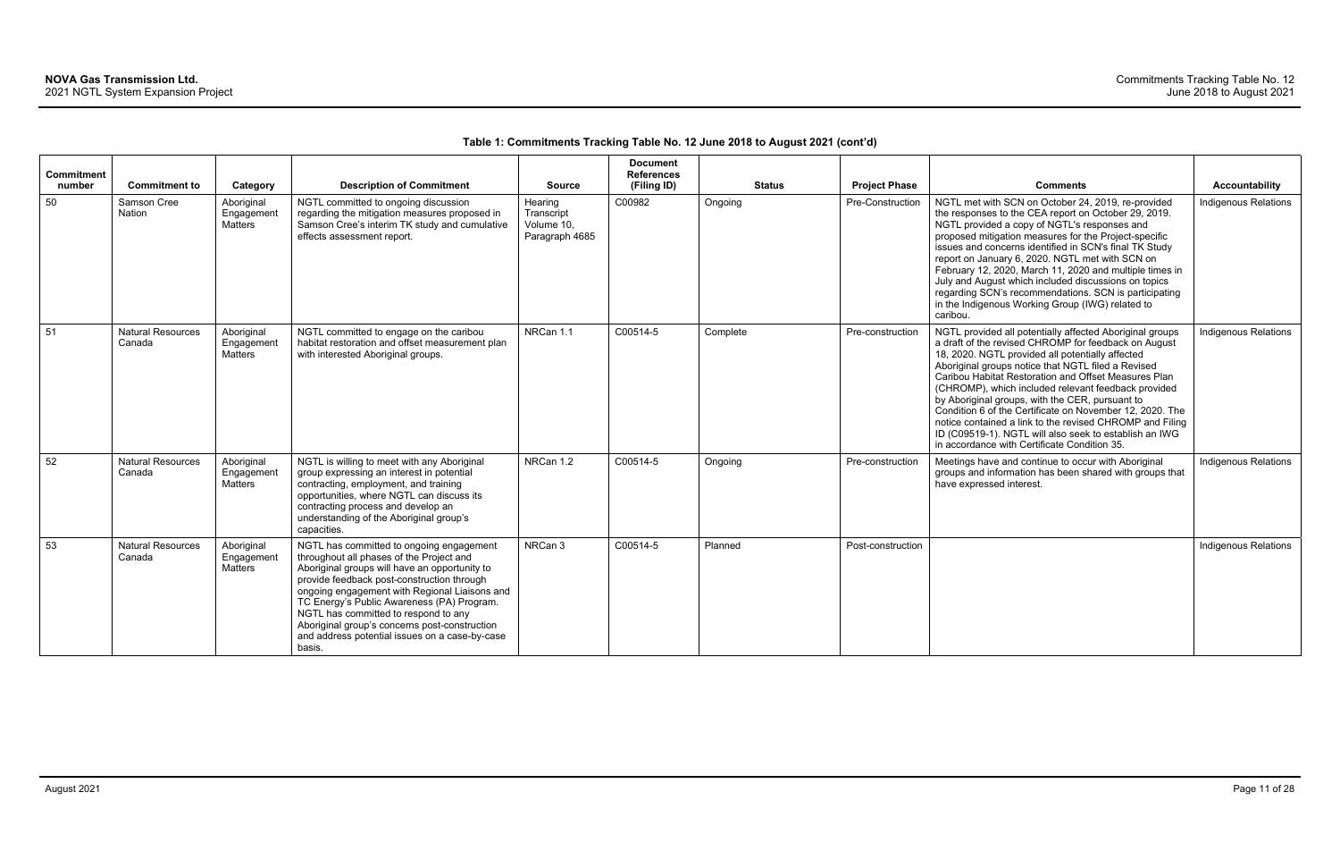**Table 1: Commitments Tracking Table No. 12 June 2018 to August 2021 (cont'd)**

| Commitment number | Commitment to | Category | Description of Commitment | Source | Document References (Filing ID) | Status | Project Phase | Comments | Accountability |
|---|---|---|---|---|---|---|---|---|---|
| 50 | Samson Cree Nation | Aboriginal Engagement Matters | NGTL committed to ongoing discussion regarding the mitigation measures proposed in Samson Cree's interim TK study and cumulative effects assessment report. | Hearing Transcript Volume 10, Paragraph 4685 | C00982 | Ongoing | Pre-Construction | NGTL met with SCN on October 24, 2019, re-provided the responses to the CEA report on October 29, 2019. NGTL provided a copy of NGTL's responses and proposed mitigation measures for the Project-specific issues and concerns identified in SCN's final TK Study report on January 6, 2020. NGTL met with SCN on February 12, 2020, March 11, 2020 and multiple times in July and August which included discussions on topics regarding SCN's recommendations. SCN is participating in the Indigenous Working Group (IWG) related to caribou. | Indigenous Relations |
| 51 | Natural Resources Canada | Aboriginal Engagement Matters | NGTL committed to engage on the caribou habitat restoration and offset measurement plan with interested Aboriginal groups. | NRCan 1.1 | C00514-5 | Complete | Pre-construction | NGTL provided all potentially affected Aboriginal groups a draft of the revised CHROMP for feedback on August 18, 2020. NGTL provided all potentially affected Aboriginal groups notice that NGTL filed a Revised Caribou Habitat Restoration and Offset Measures Plan (CHROMP), which included relevant feedback provided by Aboriginal groups, with the CER, pursuant to Condition 6 of the Certificate on November 12, 2020. The notice contained a link to the revised CHROMP and Filing ID (C09519-1). NGTL will also seek to establish an IWG in accordance with Certificate Condition 35. | Indigenous Relations |
| 52 | Natural Resources Canada | Aboriginal Engagement Matters | NGTL is willing to meet with any Aboriginal group expressing an interest in potential contracting, employment, and training opportunities, where NGTL can discuss its contracting process and develop an understanding of the Aboriginal group's capacities. | NRCan 1.2 | C00514-5 | Ongoing | Pre-construction | Meetings have and continue to occur with Aboriginal groups and information has been shared with groups that have expressed interest. | Indigenous Relations |
| 53 | Natural Resources Canada | Aboriginal Engagement Matters | NGTL has committed to ongoing engagement throughout all phases of the Project and Aboriginal groups will have an opportunity to provide feedback post-construction through ongoing engagement with Regional Liaisons and TC Energy's Public Awareness (PA) Program. NGTL has committed to respond to any Aboriginal group's concerns post-construction and address potential issues on a case-by-case basis. | NRCan 3 | C00514-5 | Planned | Post-construction | | Indigenous Relations |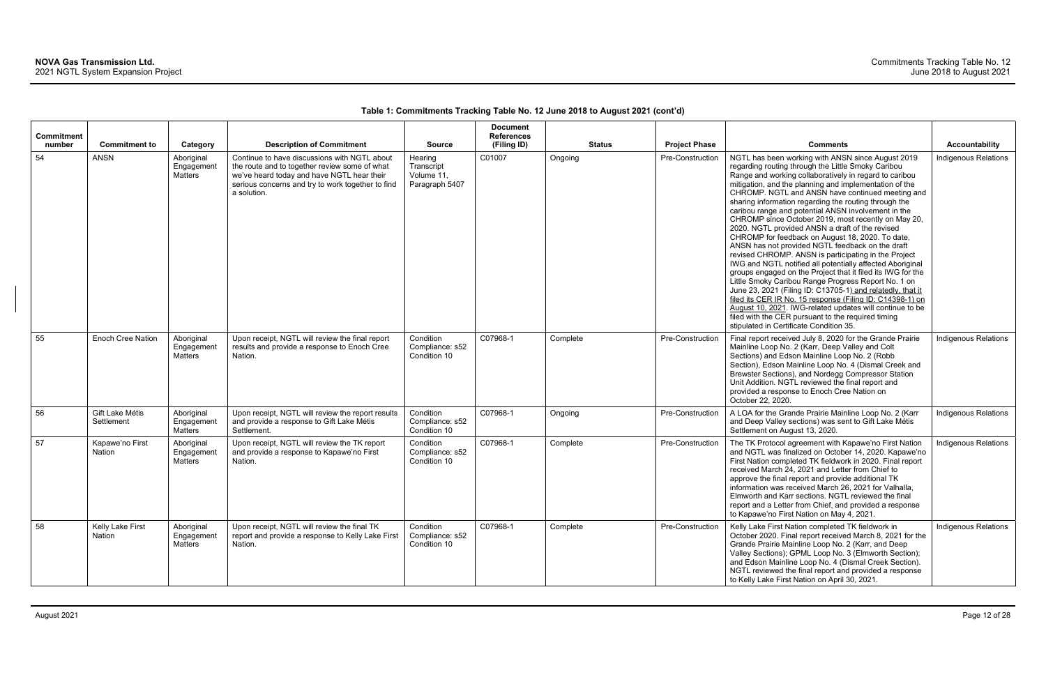**Table 1: Commitments Tracking Table No. 12 June 2018 to August 2021 (cont'd)**

| Commitment number | Commitment to | Category | Description of Commitment | Source | Document References (Filing ID) | Status | Project Phase | Comments | Accountability |
|---|---|---|---|---|---|---|---|---|---|
| 54 | ANSN | Aboriginal Engagement Matters | Continue to have discussions with NGTL about the route and to together review some of what we've heard today and have NGTL hear their serious concerns and try to work together to find a solution. | Hearing Transcript Volume 11, Paragraph 5407 | C01007 | Ongoing | Pre-Construction | NGTL has been working with ANSN since August 2019 regarding routing through the Little Smoky Caribou Range and working collaboratively in regard to caribou mitigation, and the planning and implementation of the CHROMP. NGTL and ANSN have continued meeting and sharing information regarding the routing through the caribou range and potential ANSN involvement in the CHROMP since October 2019, most recently on May 20, 2020. NGTL provided ANSN a draft of the revised CHROMP for feedback on August 18, 2020. To date, ANSN has not provided NGTL feedback on the draft revised CHROMP. ANSN is participating in the Project IWG and NGTL notified all potentially affected Aboriginal groups engaged on the Project that it filed its IWG for the Little Smoky Caribou Range Progress Report No. 1 on June 23, 2021 (Filing ID: C13705-1) and relatedly, that it filed its CER IR No. 15 response (Filing ID: C14398-1) on August 10, 2021. IWG-related updates will continue to be filed with the CER pursuant to the required timing stipulated in Certificate Condition 35. | Indigenous Relations |
| 55 | Enoch Cree Nation | Aboriginal Engagement Matters | Upon receipt, NGTL will review the final report results and provide a response to Enoch Cree Nation. | Condition Compliance: s52 Condition 10 | C07968-1 | Complete | Pre-Construction | Final report received July 8, 2020 for the Grande Prairie Mainline Loop No. 2 (Karr, Deep Valley and Colt Sections) and Edson Mainline Loop No. 2 (Robb Section), Edson Mainline Loop No. 4 (Dismal Creek and Brewster Sections), and Nordegg Compressor Station Unit Addition. NGTL reviewed the final report and provided a response to Enoch Cree Nation on October 22, 2020. | Indigenous Relations |
| 56 | Gift Lake Métis Settlement | Aboriginal Engagement Matters | Upon receipt, NGTL will review the report results and provide a response to Gift Lake Métis Settlement. | Condition Compliance: s52 Condition 10 | C07968-1 | Ongoing | Pre-Construction | A LOA for the Grande Prairie Mainline Loop No. 2 (Karr and Deep Valley sections) was sent to Gift Lake Métis Settlement on August 13, 2020. | Indigenous Relations |
| 57 | Kapawe'no First Nation | Aboriginal Engagement Matters | Upon receipt, NGTL will review the TK report and provide a response to Kapawe'no First Nation. | Condition Compliance: s52 Condition 10 | C07968-1 | Complete | Pre-Construction | The TK Protocol agreement with Kapawe'no First Nation and NGTL was finalized on October 14, 2020. Kapawe'no First Nation completed TK fieldwork in 2020. Final report received March 24, 2021 and Letter from Chief to approve the final report and provide additional TK information was received March 26, 2021 for Valhalla, Elmworth and Karr sections. NGTL reviewed the final report and a Letter from Chief, and provided a response to Kapawe'no First Nation on May 4, 2021. | Indigenous Relations |
| 58 | Kelly Lake First Nation | Aboriginal Engagement Matters | Upon receipt, NGTL will review the final TK report and provide a response to Kelly Lake First Nation. | Condition Compliance: s52 Condition 10 | C07968-1 | Complete | Pre-Construction | Kelly Lake First Nation completed TK fieldwork in October 2020. Final report received March 8, 2021 for the Grande Prairie Mainline Loop No. 2 (Karr, and Deep Valley Sections); GPML Loop No. 3 (Elmworth Section); and Edson Mainline Loop No. 4 (Dismal Creek Section). NGTL reviewed the final report and provided a response to Kelly Lake First Nation on April 30, 2021. | Indigenous Relations |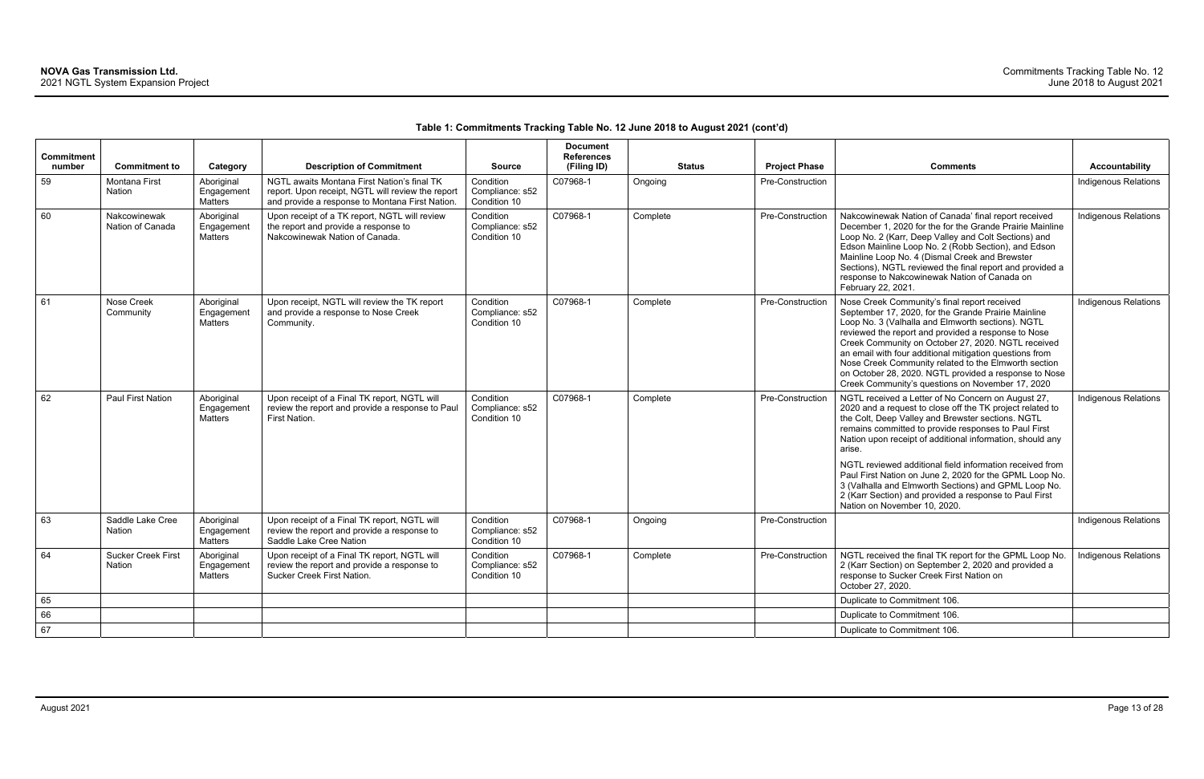**Table 1: Commitments Tracking Table No. 12 June 2018 to August 2021 (cont'd)**

| Commitment number | Commitment to | Category | Description of Commitment | Source | Document References (Filing ID) | Status | Project Phase | Comments | Accountability |
|---|---|---|---|---|---|---|---|---|---|
| 59 | Montana First Nation | Aboriginal Engagement Matters | NGTL awaits Montana First Nation's final TK report. Upon receipt, NGTL will review the report and provide a response to Montana First Nation. | Condition Compliance: s52 Condition 10 | C07968-1 | Ongoing | Pre-Construction | | Indigenous Relations |
| 60 | Nakcowinewak Nation of Canada | Aboriginal Engagement Matters | Upon receipt of a TK report, NGTL will review the report and provide a response to Nakcowinewak Nation of Canada. | Condition Compliance: s52 Condition 10 | C07968-1 | Complete | Pre-Construction | Nakcowinewak Nation of Canada' final report received December 1, 2020 for the for the Grande Prairie Mainline Loop No. 2 (Karr, Deep Valley and Colt Sections) and Edson Mainline Loop No. 2 (Robb Section), and Edson Mainline Loop No. 4 (Dismal Creek and Brewster Sections), NGTL reviewed the final report and provided a response to Nakcowinewak Nation of Canada on February 22, 2021. | Indigenous Relations |
| 61 | Nose Creek Community | Aboriginal Engagement Matters | Upon receipt, NGTL will review the TK report and provide a response to Nose Creek Community. | Condition Compliance: s52 Condition 10 | C07968-1 | Complete | Pre-Construction | Nose Creek Community's final report received September 17, 2020, for the Grande Prairie Mainline Loop No. 3 (Valhalla and Elmworth sections). NGTL reviewed the report and provided a response to Nose Creek Community on October 27, 2020. NGTL received an email with four additional mitigation questions from Nose Creek Community related to the Elmworth section on October 28, 2020. NGTL provided a response to Nose Creek Community's questions on November 17, 2020 | Indigenous Relations |
| 62 | Paul First Nation | Aboriginal Engagement Matters | Upon receipt of a Final TK report, NGTL will review the report and provide a response to Paul First Nation. | Condition Compliance: s52 Condition 10 | C07968-1 | Complete | Pre-Construction | NGTL received a Letter of No Concern on August 27, 2020 and a request to close off the TK project related to the Colt, Deep Valley and Brewster sections. NGTL remains committed to provide responses to Paul First Nation upon receipt of additional information, should any arise.<br><br>NGTL reviewed additional field information received from Paul First Nation on June 2, 2020 for the GPML Loop No. 3 (Valhalla and Elmworth Sections) and GPML Loop No. 2 (Karr Section) and provided a response to Paul First Nation on November 10, 2020. | Indigenous Relations |
| 63 | Saddle Lake Cree Nation | Aboriginal Engagement Matters | Upon receipt of a Final TK report, NGTL will review the report and provide a response to Saddle Lake Cree Nation | Condition Compliance: s52 Condition 10 | C07968-1 | Ongoing | Pre-Construction | | Indigenous Relations |
| 64 | Sucker Creek First Nation | Aboriginal Engagement Matters | Upon receipt of a Final TK report, NGTL will review the report and provide a response to Sucker Creek First Nation. | Condition Compliance: s52 Condition 10 | C07968-1 | Complete | Pre-Construction | NGTL received the final TK report for the GPML Loop No. 2 (Karr Section) on September 2, 2020 and provided a response to Sucker Creek First Nation on October 27, 2020. | Indigenous Relations |
| 65 | | | | | | | | Duplicate to Commitment 106. | |
| 66 | | | | | | | | Duplicate to Commitment 106. | |
| 67 | | | | | | | | Duplicate to Commitment 106. | |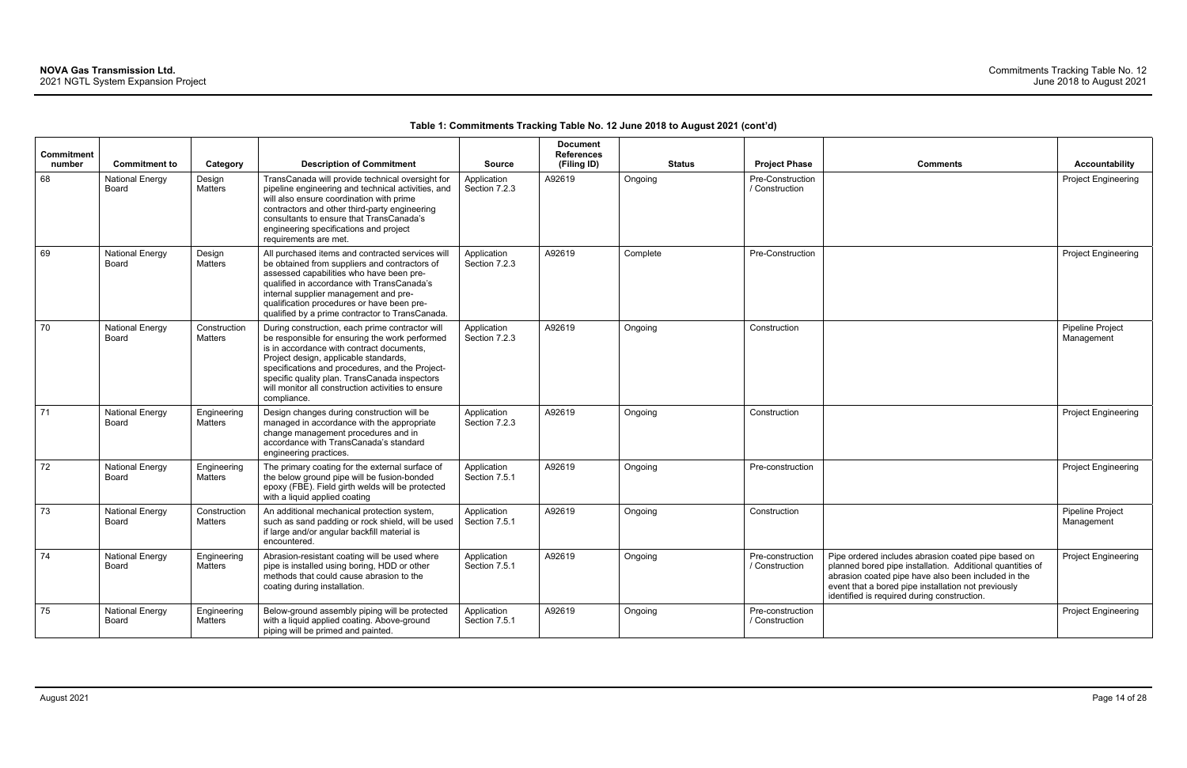**Table 1: Commitments Tracking Table No. 12 June 2018 to August 2021 (cont'd)**

| Commitment number | Commitment to | Category | Description of Commitment | Source | Document References (Filing ID) | Status | Project Phase | Comments | Accountability |
|---|---|---|---|---|---|---|---|---|---|
| 68 | National Energy Board | Design Matters | TransCanada will provide technical oversight for pipeline engineering and technical activities, and will also ensure coordination with prime contractors and other third-party engineering consultants to ensure that TransCanada's engineering specifications and project requirements are met. | Application Section 7.2.3 | A92619 | Ongoing | Pre-Construction / Construction | | Project Engineering |
| 69 | National Energy Board | Design Matters | All purchased items and contracted services will be obtained from suppliers and contractors of assessed capabilities who have been pre-qualified in accordance with TransCanada's internal supplier management and pre-qualification procedures or have been pre-qualified by a prime contractor to TransCanada. | Application Section 7.2.3 | A92619 | Complete | Pre-Construction | | Project Engineering |
| 70 | National Energy Board | Construction Matters | During construction, each prime contractor will be responsible for ensuring the work performed is in accordance with contract documents, Project design, applicable standards, specifications and procedures, and the Project-specific quality plan. TransCanada inspectors will monitor all construction activities to ensure compliance. | Application Section 7.2.3 | A92619 | Ongoing | Construction | | Pipeline Project Management |
| 71 | National Energy Board | Engineering Matters | Design changes during construction will be managed in accordance with the appropriate change management procedures and in accordance with TransCanada's standard engineering practices. | Application Section 7.2.3 | A92619 | Ongoing | Construction | | Project Engineering |
| 72 | National Energy Board | Engineering Matters | The primary coating for the external surface of the below ground pipe will be fusion-bonded epoxy (FBE). Field girth welds will be protected with a liquid applied coating | Application Section 7.5.1 | A92619 | Ongoing | Pre-construction | | Project Engineering |
| 73 | National Energy Board | Construction Matters | An additional mechanical protection system, such as sand padding or rock shield, will be used if large and/or angular backfill material is encountered. | Application Section 7.5.1 | A92619 | Ongoing | Construction | | Pipeline Project Management |
| 74 | National Energy Board | Engineering Matters | Abrasion-resistant coating will be used where pipe is installed using boring, HDD or other methods that could cause abrasion to the coating during installation. | Application Section 7.5.1 | A92619 | Ongoing | Pre-construction / Construction | Pipe ordered includes abrasion coated pipe based on planned bored pipe installation. Additional quantities of abrasion coated pipe have also been included in the event that a bored pipe installation not previously identified is required during construction. | Project Engineering |
| 75 | National Energy Board | Engineering Matters | Below-ground assembly piping will be protected with a liquid applied coating. Above-ground piping will be primed and painted. | Application Section 7.5.1 | A92619 | Ongoing | Pre-construction / Construction | | Project Engineering |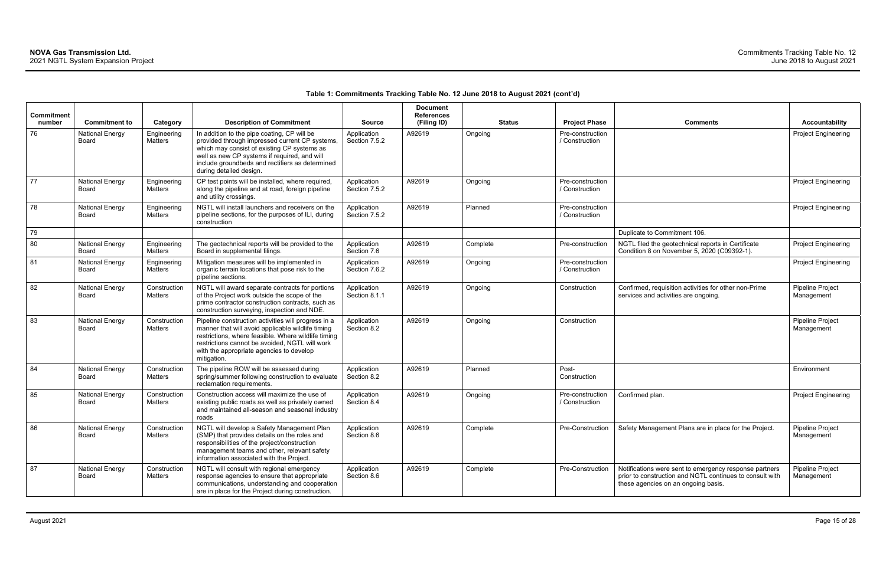**Table 1: Commitments Tracking Table No. 12 June 2018 to August 2021 (cont'd)**

| Commitment number | Commitment to | Category | Description of Commitment | Source | Document References (Filing ID) | Status | Project Phase | Comments | Accountability |
|---|---|---|---|---|---|---|---|---|---|
| 76 | National Energy Board | Engineering Matters | In addition to the pipe coating, CP will be provided through impressed current CP systems, which may consist of existing CP systems as well as new CP systems if required, and will include groundbeds and rectifiers as determined during detailed design. | Application Section 7.5.2 | A92619 | Ongoing | Pre-construction / Construction | | Project Engineering |
| 77 | National Energy Board | Engineering Matters | CP test points will be installed, where required, along the pipeline and at road, foreign pipeline and utility crossings. | Application Section 7.5.2 | A92619 | Ongoing | Pre-construction / Construction | | Project Engineering |
| 78 | National Energy Board | Engineering Matters | NGTL will install launchers and receivers on the pipeline sections, for the purposes of ILI, during construction | Application Section 7.5.2 | A92619 | Planned | Pre-construction / Construction | | Project Engineering |
| 79 | | | | | | | | Duplicate to Commitment 106. | |
| 80 | National Energy Board | Engineering Matters | The geotechnical reports will be provided to the Board in supplemental filings. | Application Section 7.6 | A92619 | Complete | Pre-construction | NGTL filed the geotechnical reports in Certificate Condition 8 on November 5, 2020 (C09392-1). | Project Engineering |
| 81 | National Energy Board | Engineering Matters | Mitigation measures will be implemented in organic terrain locations that pose risk to the pipeline sections. | Application Section 7.6.2 | A92619 | Ongoing | Pre-construction / Construction | | Project Engineering |
| 82 | National Energy Board | Construction Matters | NGTL will award separate contracts for portions of the Project work outside the scope of the prime contractor construction contracts, such as construction surveying, inspection and NDE. | Application Section 8.1.1 | A92619 | Ongoing | Construction | Confirmed, requisition activities for other non-Prime services and activities are ongoing. | Pipeline Project Management |
| 83 | National Energy Board | Construction Matters | Pipeline construction activities will progress in a manner that will avoid applicable wildlife timing restrictions, where feasible. Where wildlife timing restrictions cannot be avoided, NGTL will work with the appropriate agencies to develop mitigation. | Application Section 8.2 | A92619 | Ongoing | Construction | | Pipeline Project Management |
| 84 | National Energy Board | Construction Matters | The pipeline ROW will be assessed during spring/summer following construction to evaluate reclamation requirements. | Application Section 8.2 | A92619 | Planned | Post-Construction | | Environment |
| 85 | National Energy Board | Construction Matters | Construction access will maximize the use of existing public roads as well as privately owned and maintained all-season and seasonal industry roads | Application Section 8.4 | A92619 | Ongoing | Pre-construction / Construction | Confirmed plan. | Project Engineering |
| 86 | National Energy Board | Construction Matters | NGTL will develop a Safety Management Plan (SMP) that provides details on the roles and responsibilities of the project/construction management teams and other, relevant safety information associated with the Project. | Application Section 8.6 | A92619 | Complete | Pre-Construction | Safety Management Plans are in place for the Project. | Pipeline Project Management |
| 87 | National Energy Board | Construction Matters | NGTL will consult with regional emergency response agencies to ensure that appropriate communications, understanding and cooperation are in place for the Project during construction. | Application Section 8.6 | A92619 | Complete | Pre-Construction | Notifications were sent to emergency response partners prior to construction and NGTL continues to consult with these agencies on an ongoing basis. | Pipeline Project Management |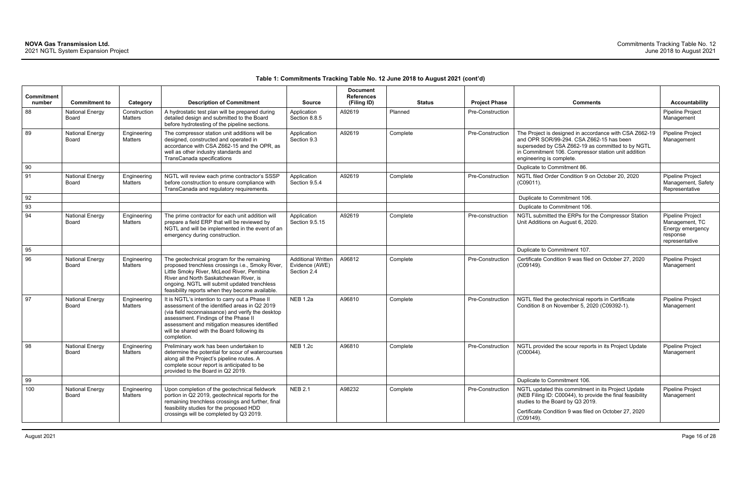**Table 1: Commitments Tracking Table No. 12 June 2018 to August 2021 (cont'd)**

| Commitment number | Commitment to | Category | Description of Commitment | Source | Document References (Filing ID) | Status | Project Phase | Comments | Accountability |
|---|---|---|---|---|---|---|---|---|---|
| 88 | National Energy Board | Construction Matters | A hydrostatic test plan will be prepared during detailed design and submitted to the Board before hydrotesting of the pipeline sections. | Application Section 8.8.5 | A92619 | Planned | Pre-Construction | | Pipeline Project Management |
| 89 | National Energy Board | Engineering Matters | The compressor station unit additions will be designed, constructed and operated in accordance with CSA Z662-15 and the OPR, as well as other industry standards and TransCanada specifications | Application Section 9.3 | A92619 | Complete | Pre-Construction | The Project is designed in accordance with CSA Z662-19 and OPR SOR/99-294. CSA Z662-15 has been superseded by CSA Z662-19 as committed to by NGTL in Commitment 106. Compressor station unit addition engineering is complete. | Pipeline Project Management |
| 90 | | | | | | | | Duplicate to Commitment 86. | |
| 91 | National Energy Board | Engineering Matters | NGTL will review each prime contractor's SSSP before construction to ensure compliance with TransCanada and regulatory requirements. | Application Section 9.5.4 | A92619 | Complete | Pre-Construction | NGTL filed Order Condition 9 on October 20, 2020 (C09011). | Pipeline Project Management, Safety Representative |
| 92 | | | | | | | | Duplicate to Commitment 106. | |
| 93 | | | | | | | | Duplicate to Commitment 106. | |
| 94 | National Energy Board | Engineering Matters | The prime contractor for each unit addition will prepare a field ERP that will be reviewed by NGTL and will be implemented in the event of an emergency during construction. | Application Section 9.5.15 | A92619 | Complete | Pre-construction | NGTL submitted the ERPs for the Compressor Station Unit Additions on August 6, 2020. | Pipeline Project Management, TC Energy emergency response representative |
| 95 | | | | | | | | Duplicate to Commitment 107. | |
| 96 | National Energy Board | Engineering Matters | The geotechnical program for the remaining proposed trenchless crossings i.e., Smoky River, Little Smoky River, McLeod River, Pembina River and North Saskatchewan River, is ongoing. NGTL will submit updated trenchless feasibility reports when they become available. | Additional Written Evidence (AWE) Section 2.4 | A96812 | Complete | Pre-Construction | Certificate Condition 9 was filed on October 27, 2020 (C09149). | Pipeline Project Management |
| 97 | National Energy Board | Engineering Matters | It is NGTL's intention to carry out a Phase II assessment of the identified areas in Q2 2019 (via field reconnaissance) and verify the desktop assessment. Findings of the Phase II assessment and mitigation measures identified will be shared with the Board following its completion. | NEB 1.2a | A96810 | Complete | Pre-Construction | NGTL filed the geotechnical reports in Certificate Condition 8 on November 5, 2020 (C09392-1). | Pipeline Project Management |
| 98 | National Energy Board | Engineering Matters | Preliminary work has been undertaken to determine the potential for scour of watercourses along all the Project's pipeline routes. A complete scour report is anticipated to be provided to the Board in Q2 2019. | NEB 1.2c | A96810 | Complete | Pre-Construction | NGTL provided the scour reports in its Project Update (C00044). | Pipeline Project Management |
| 99 | | | | | | | | Duplicate to Commitment 106. | |
| 100 | National Energy Board | Engineering Matters | Upon completion of the geotechnical fieldwork portion in Q2 2019, geotechnical reports for the remaining trenchless crossings and further, final feasibility studies for the proposed HDD crossings will be completed by Q3 2019. | NEB 2.1 | A98232 | Complete | Pre-Construction | NGTL updated this commitment in its Project Update (NEB Filing ID: C00044), to provide the final feasibility studies to the Board by Q3 2019.<br><br>Certificate Condition 9 was filed on October 27, 2020 (C09149). | Pipeline Project Management |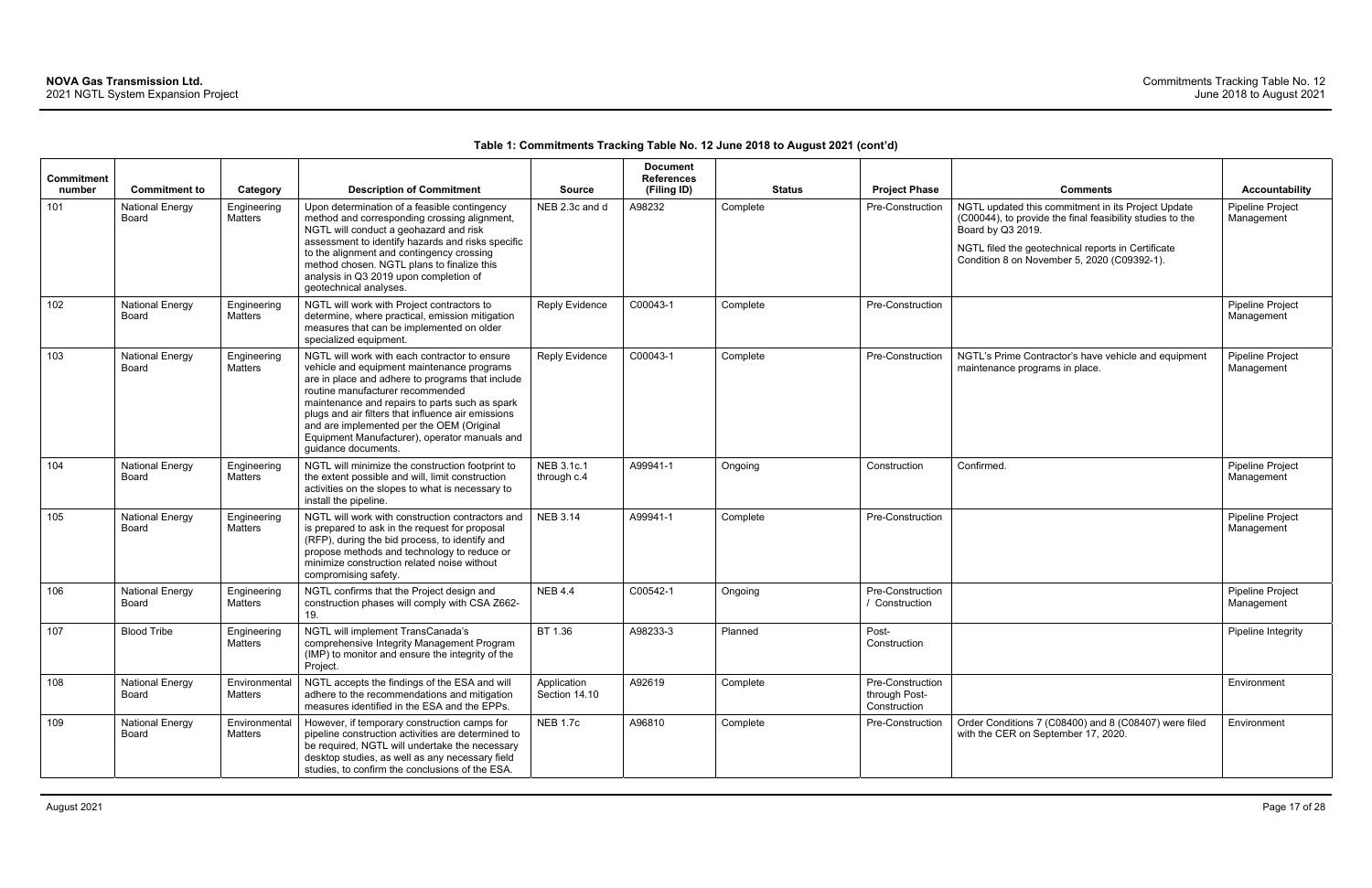**Table 1: Commitments Tracking Table No. 12 June 2018 to August 2021 (cont'd)**

| Commitment number | Commitment to | Category | Description of Commitment | Source | Document References (Filing ID) | Status | Project Phase | Comments | Accountability |
|---|---|---|---|---|---|---|---|---|---|
| 101 | National Energy Board | Engineering Matters | Upon determination of a feasible contingency method and corresponding crossing alignment, NGTL will conduct a geohazard and risk assessment to identify hazards and risks specific to the alignment and contingency crossing method chosen. NGTL plans to finalize this analysis in Q3 2019 upon completion of geotechnical analyses. | NEB 2.3c and d | A98232 | Complete | Pre-Construction | NGTL updated this commitment in its Project Update (C00044), to provide the final feasibility studies to the Board by Q3 2019.<br><br>NGTL filed the geotechnical reports in Certificate Condition 8 on November 5, 2020 (C09392-1). | Pipeline Project Management |
| 102 | National Energy Board | Engineering Matters | NGTL will work with Project contractors to determine, where practical, emission mitigation measures that can be implemented on older specialized equipment. | Reply Evidence | C00043-1 | Complete | Pre-Construction | | Pipeline Project Management |
| 103 | National Energy Board | Engineering Matters | NGTL will work with each contractor to ensure vehicle and equipment maintenance programs are in place and adhere to programs that include routine manufacturer recommended maintenance and repairs to parts such as spark plugs and air filters that influence air emissions and are implemented per the OEM (Original Equipment Manufacturer), operator manuals and guidance documents. | Reply Evidence | C00043-1 | Complete | Pre-Construction | NGTL's Prime Contractor's have vehicle and equipment maintenance programs in place. | Pipeline Project Management |
| 104 | National Energy Board | Engineering Matters | NGTL will minimize the construction footprint to the extent possible and will, limit construction activities on the slopes to what is necessary to install the pipeline. | NEB 3.1c.1 through c.4 | A99941-1 | Ongoing | Construction | Confirmed. | Pipeline Project Management |
| 105 | National Energy Board | Engineering Matters | NGTL will work with construction contractors and is prepared to ask in the request for proposal (RFP), during the bid process, to identify and propose methods and technology to reduce or minimize construction related noise without compromising safety. | NEB 3.14 | A99941-1 | Complete | Pre-Construction | | Pipeline Project Management |
| 106 | National Energy Board | Engineering Matters | NGTL confirms that the Project design and construction phases will comply with CSA Z662-19. | NEB 4.4 | C00542-1 | Ongoing | Pre-Construction / Construction | | Pipeline Project Management |
| 107 | Blood Tribe | Engineering Matters | NGTL will implement TransCanada's comprehensive Integrity Management Program (IMP) to monitor and ensure the integrity of the Project. | BT 1.36 | A98233-3 | Planned | Post-Construction | | Pipeline Integrity |
| 108 | National Energy Board | Environmental Matters | NGTL accepts the findings of the ESA and will adhere to the recommendations and mitigation measures identified in the ESA and the EPPs. | Application Section 14.10 | A92619 | Complete | Pre-Construction through Post-Construction | | Environment |
| 109 | National Energy Board | Environmental Matters | However, if temporary construction camps for pipeline construction activities are determined to be required, NGTL will undertake the necessary desktop studies, as well as any necessary field studies, to confirm the conclusions of the ESA. | NEB 1.7c | A96810 | Complete | Pre-Construction | Order Conditions 7 (C08400) and 8 (C08407) were filed with the CER on September 17, 2020. | Environment |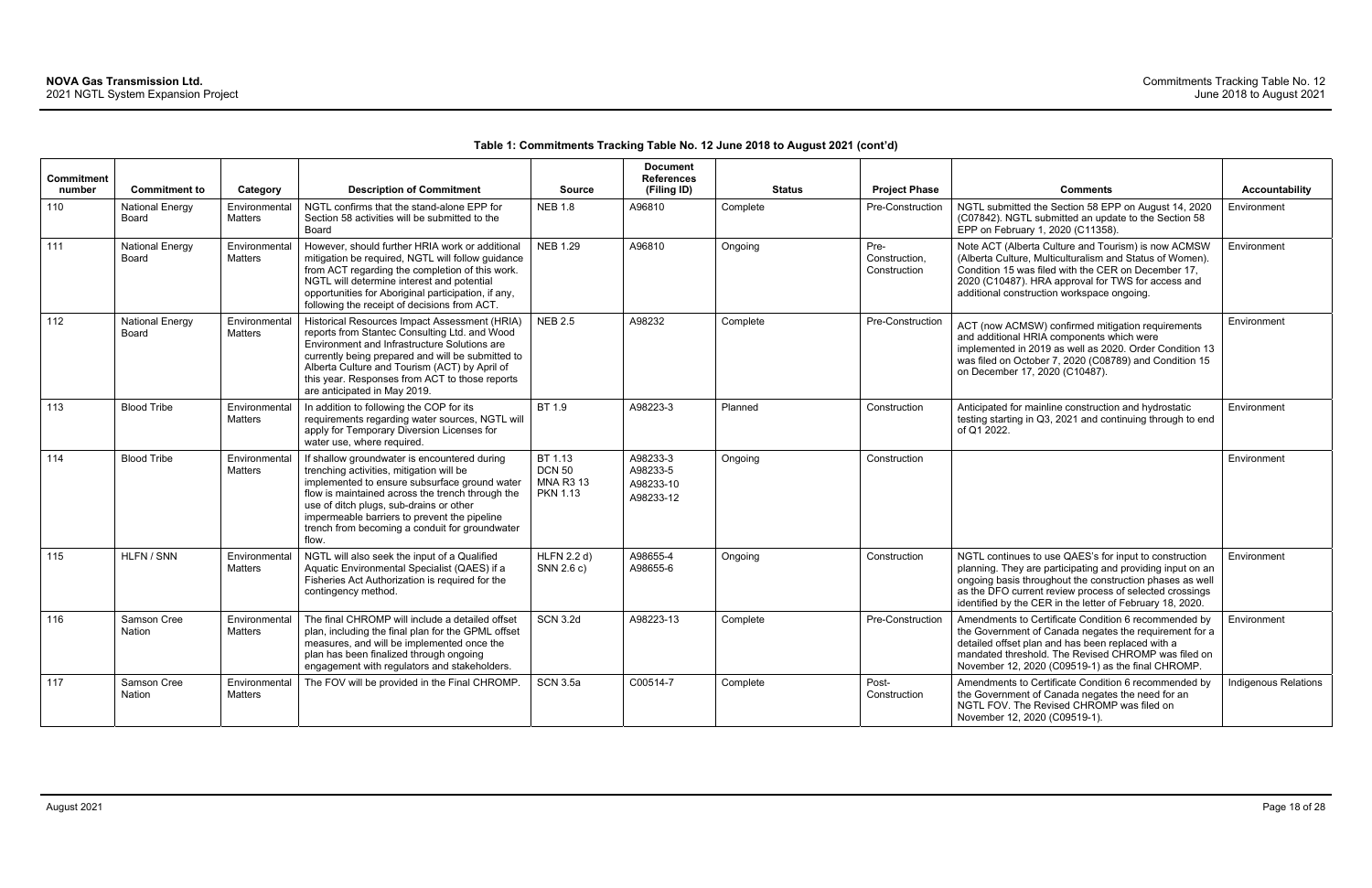**Table 1: Commitments Tracking Table No. 12 June 2018 to August 2021 (cont'd)**

| Commitment number | Commitment to | Category | Description of Commitment | Source | Document References (Filing ID) | Status | Project Phase | Comments | Accountability |
|---|---|---|---|---|---|---|---|---|---|
| 110 | National Energy Board | Environmental Matters | NGTL confirms that the stand-alone EPP for Section 58 activities will be submitted to the Board | NEB 1.8 | A96810 | Complete | Pre-Construction | NGTL submitted the Section 58 EPP on August 14, 2020 (C07842). NGTL submitted an update to the Section 58 EPP on February 1, 2020 (C11358). | Environment |
| 111 | National Energy Board | Environmental Matters | However, should further HRIA work or additional mitigation be required, NGTL will follow guidance from ACT regarding the completion of this work. NGTL will determine interest and potential opportunities for Aboriginal participation, if any, following the receipt of decisions from ACT. | NEB 1.29 | A96810 | Ongoing | Pre-Construction, Construction | Note ACT (Alberta Culture and Tourism) is now ACMSW (Alberta Culture, Multiculturalism and Status of Women). Condition 15 was filed with the CER on December 17, 2020 (C10487). HRA approval for TWS for access and additional construction workspace ongoing. | Environment |
| 112 | National Energy Board | Environmental Matters | Historical Resources Impact Assessment (HRIA) reports from Stantec Consulting Ltd. and Wood Environment and Infrastructure Solutions are currently being prepared and will be submitted to Alberta Culture and Tourism (ACT) by April of this year. Responses from ACT to those reports are anticipated in May 2019. | NEB 2.5 | A98232 | Complete | Pre-Construction | ACT (now ACMSW) confirmed mitigation requirements and additional HRIA components which were implemented in 2019 as well as 2020. Order Condition 13 was filed on October 7, 2020 (C08789) and Condition 15 on December 17, 2020 (C10487). | Environment |
| 113 | Blood Tribe | Environmental Matters | In addition to following the COP for its requirements regarding water sources, NGTL will apply for Temporary Diversion Licenses for water use, where required. | BT 1.9 | A98223-3 | Planned | Construction | Anticipated for mainline construction and hydrostatic testing starting in Q3, 2021 and continuing through to end of Q1 2022. | Environment |
| 114 | Blood Tribe | Environmental Matters | If shallow groundwater is encountered during trenching activities, mitigation will be implemented to ensure subsurface ground water flow is maintained across the trench through the use of ditch plugs, sub-drains or other impermeable barriers to prevent the pipeline trench from becoming a conduit for groundwater flow. | BT 1.13<br>DCN 50<br>MNA R3 13<br>PKN 1.13 | A98233-3<br>A98233-5<br>A98233-10<br>A98233-12 | Ongoing | Construction | | Environment |
| 115 | HLFN / SNN | Environmental Matters | NGTL will also seek the input of a Qualified Aquatic Environmental Specialist (QAES) if a Fisheries Act Authorization is required for the contingency method. | HLFN 2.2 d)<br>SNN 2.6 c) | A98655-4<br>A98655-6 | Ongoing | Construction | NGTL continues to use QAES's for input to construction planning. They are participating and providing input on an ongoing basis throughout the construction phases as well as the DFO current review process of selected crossings identified by the CER in the letter of February 18, 2020. | Environment |
| 116 | Samson Cree Nation | Environmental Matters | The final CHROMP will include a detailed offset plan, including the final plan for the GPML offset measures, and will be implemented once the plan has been finalized through ongoing engagement with regulators and stakeholders. | SCN 3.2d | A98223-13 | Complete | Pre-Construction | Amendments to Certificate Condition 6 recommended by the Government of Canada negates the requirement for a detailed offset plan and has been replaced with a mandated threshold. The Revised CHROMP was filed on November 12, 2020 (C09519-1) as the final CHROMP. | Environment |
| 117 | Samson Cree Nation | Environmental Matters | The FOV will be provided in the Final CHROMP. | SCN 3.5a | C00514-7 | Complete | Post-Construction | Amendments to Certificate Condition 6 recommended by the Government of Canada negates the need for an NGTL FOV. The Revised CHROMP was filed on November 12, 2020 (C09519-1). | Indigenous Relations |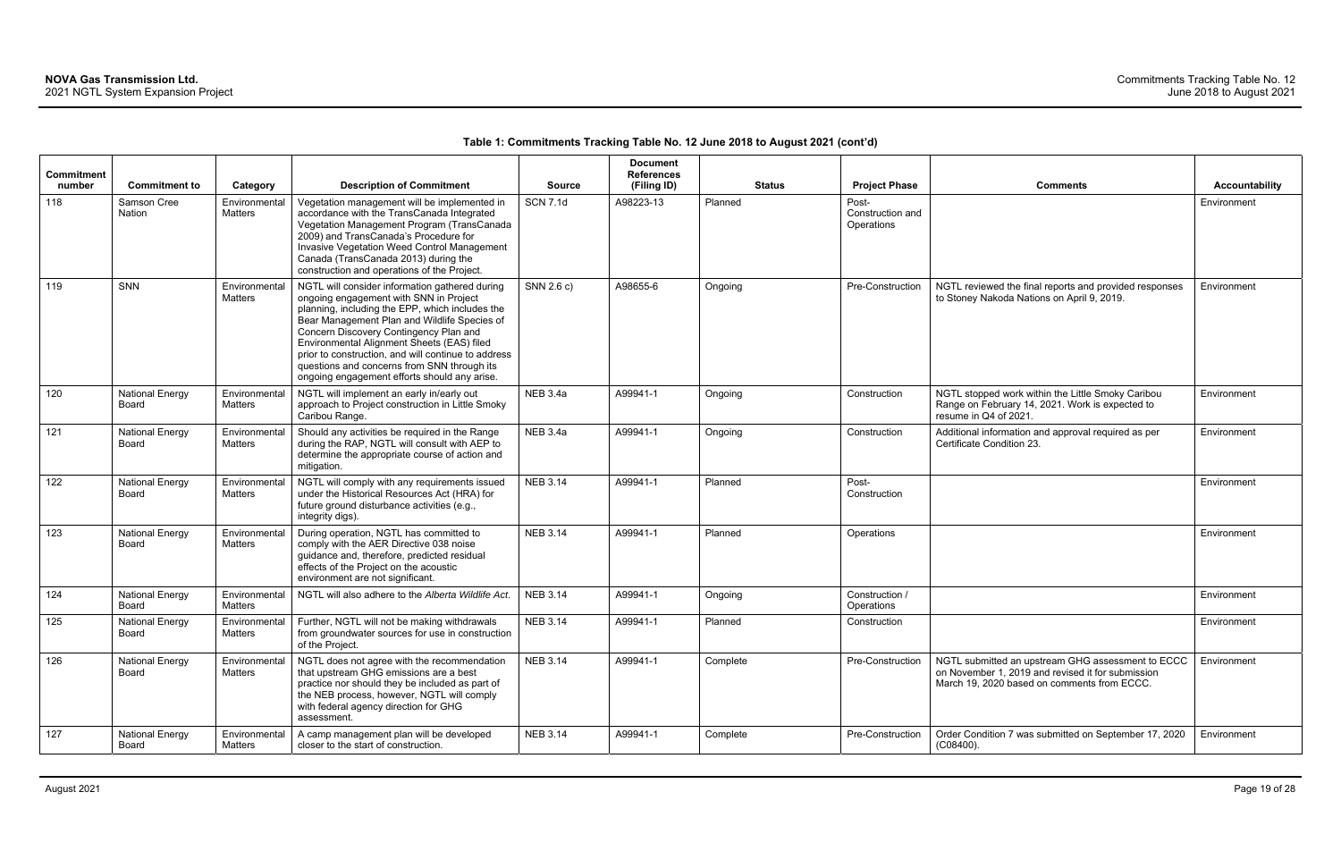**Table 1: Commitments Tracking Table No. 12 June 2018 to August 2021 (cont'd)**

| Commitment number | Commitment to | Category | Description of Commitment | Source | Document References (Filing ID) | Status | Project Phase | Comments | Accountability |
|---|---|---|---|---|---|---|---|---|---|
| 118 | Samson Cree Nation | Environmental Matters | Vegetation management will be implemented in accordance with the TransCanada Integrated Vegetation Management Program (TransCanada 2009) and TransCanada's Procedure for Invasive Vegetation Weed Control Management Canada (TransCanada 2013) during the construction and operations of the Project. | SCN 7.1d | A98223-13 | Planned | Post-Construction and Operations | | Environment |
| 119 | SNN | Environmental Matters | NGTL will consider information gathered during ongoing engagement with SNN in Project planning, including the EPP, which includes the Bear Management Plan and Wildlife Species of Concern Discovery Contingency Plan and Environmental Alignment Sheets (EAS) filed prior to construction, and will continue to address questions and concerns from SNN through its ongoing engagement efforts should any arise. | SNN 2.6 c) | A98655-6 | Ongoing | Pre-Construction | NGTL reviewed the final reports and provided responses to Stoney Nakoda Nations on April 9, 2019. | Environment |
| 120 | National Energy Board | Environmental Matters | NGTL will implement an early in/early out approach to Project construction in Little Smoky Caribou Range. | NEB 3.4a | A99941-1 | Ongoing | Construction | NGTL stopped work within the Little Smoky Caribou Range on February 14, 2021. Work is expected to resume in Q4 of 2021. | Environment |
| 121 | National Energy Board | Environmental Matters | Should any activities be required in the Range during the RAP, NGTL will consult with AEP to determine the appropriate course of action and mitigation. | NEB 3.4a | A99941-1 | Ongoing | Construction | Additional information and approval required as per Certificate Condition 23. | Environment |
| 122 | National Energy Board | Environmental Matters | NGTL will comply with any requirements issued under the Historical Resources Act (HRA) for future ground disturbance activities (e.g., integrity digs). | NEB 3.14 | A99941-1 | Planned | Post-Construction | | Environment |
| 123 | National Energy Board | Environmental Matters | During operation, NGTL has committed to comply with the AER Directive 038 noise guidance and, therefore, predicted residual effects of the Project on the acoustic environment are not significant. | NEB 3.14 | A99941-1 | Planned | Operations | | Environment |
| 124 | National Energy Board | Environmental Matters | NGTL will also adhere to the *Alberta Wildlife Act*. | NEB 3.14 | A99941-1 | Ongoing | Construction / Operations | | Environment |
| 125 | National Energy Board | Environmental Matters | Further, NGTL will not be making withdrawals from groundwater sources for use in construction of the Project. | NEB 3.14 | A99941-1 | Planned | Construction | | Environment |
| 126 | National Energy Board | Environmental Matters | NGTL does not agree with the recommendation that upstream GHG emissions are a best practice nor should they be included as part of the NEB process, however, NGTL will comply with federal agency direction for GHG assessment. | NEB 3.14 | A99941-1 | Complete | Pre-Construction | NGTL submitted an upstream GHG assessment to ECCC on November 1, 2019 and revised it for submission March 19, 2020 based on comments from ECCC. | Environment |
| 127 | National Energy Board | Environmental Matters | A camp management plan will be developed closer to the start of construction. | NEB 3.14 | A99941-1 | Complete | Pre-Construction | Order Condition 7 was submitted on September 17, 2020 (C08400). | Environment |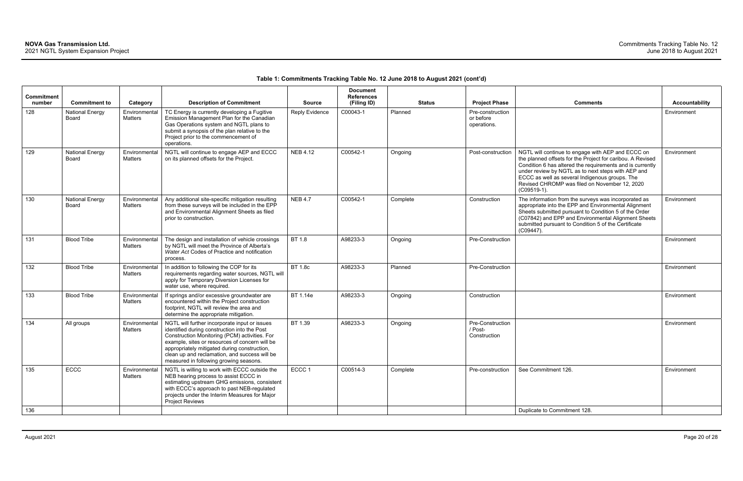**Table 1: Commitments Tracking Table No. 12 June 2018 to August 2021 (cont'd)**

| Commitment number | Commitment to | Category | Description of Commitment | Source | Document References (Filing ID) | Status | Project Phase | Comments | Accountability |
|---|---|---|---|---|---|---|---|---|---|
| 128 | National Energy Board | Environmental Matters | TC Energy is currently developing a Fugitive Emission Management Plan for the Canadian Gas Operations system and NGTL plans to submit a synopsis of the plan relative to the Project prior to the commencement of operations. | Reply Evidence | C00043-1 | Planned | Pre-construction or before operations. | | Environment |
| 129 | National Energy Board | Environmental Matters | NGTL will continue to engage AEP and ECCC on its planned offsets for the Project. | NEB 4.12 | C00542-1 | Ongoing | Post-construction | NGTL will continue to engage with AEP and ECCC on the planned offsets for the Project for caribou. A Revised Condition 6 has altered the requirements and is currently under review by NGTL as to next steps with AEP and ECCC as well as several Indigenous groups. The Revised CHROMP was filed on November 12, 2020 (C09519-1). | Environment |
| 130 | National Energy Board | Environmental Matters | Any additional site-specific mitigation resulting from these surveys will be included in the EPP and Environmental Alignment Sheets as filed prior to construction. | NEB 4.7 | C00542-1 | Complete | Construction | The information from the surveys was incorporated as appropriate into the EPP and Environmental Alignment Sheets submitted pursuant to Condition 5 of the Order (C07842) and EPP and Environmental Alignment Sheets submitted pursuant to Condition 5 of the Certificate (C09447). | Environment |
| 131 | Blood Tribe | Environmental Matters | The design and installation of vehicle crossings by NGTL will meet the Province of Alberta's *Water Act* Codes of Practice and notification process. | BT 1.8 | A98233-3 | Ongoing | Pre-Construction | | Environment |
| 132 | Blood Tribe | Environmental Matters | In addition to following the COP for its requirements regarding water sources, NGTL will apply for Temporary Diversion Licenses for water use, where required. | BT 1.8c | A98233-3 | Planned | Pre-Construction | | Environment |
| 133 | Blood Tribe | Environmental Matters | If springs and/or excessive groundwater are encountered within the Project construction footprint, NGTL will review the area and determine the appropriate mitigation. | BT 1.14e | A98233-3 | Ongoing | Construction | | Environment |
| 134 | All groups | Environmental Matters | NGTL will further incorporate input or issues identified during construction into the Post Construction Monitoring (PCM) activities. For example, sites or resources of concern will be appropriately mitigated during construction, clean up and reclamation, and success will be measured in following growing seasons. | BT 1.39 | A98233-3 | Ongoing | Pre-Construction / Post-Construction | | Environment |
| 135 | ECCC | Environmental Matters | NGTL is willing to work with ECCC outside the NEB hearing process to assist ECCC in estimating upstream GHG emissions, consistent with ECCC's approach to past NEB-regulated projects under the Interim Measures for Major Project Reviews | ECCC 1 | C00514-3 | Complete | Pre-construction | See Commitment 126. | Environment |
| 136 | | | | | | | | Duplicate to Commitment 128. | |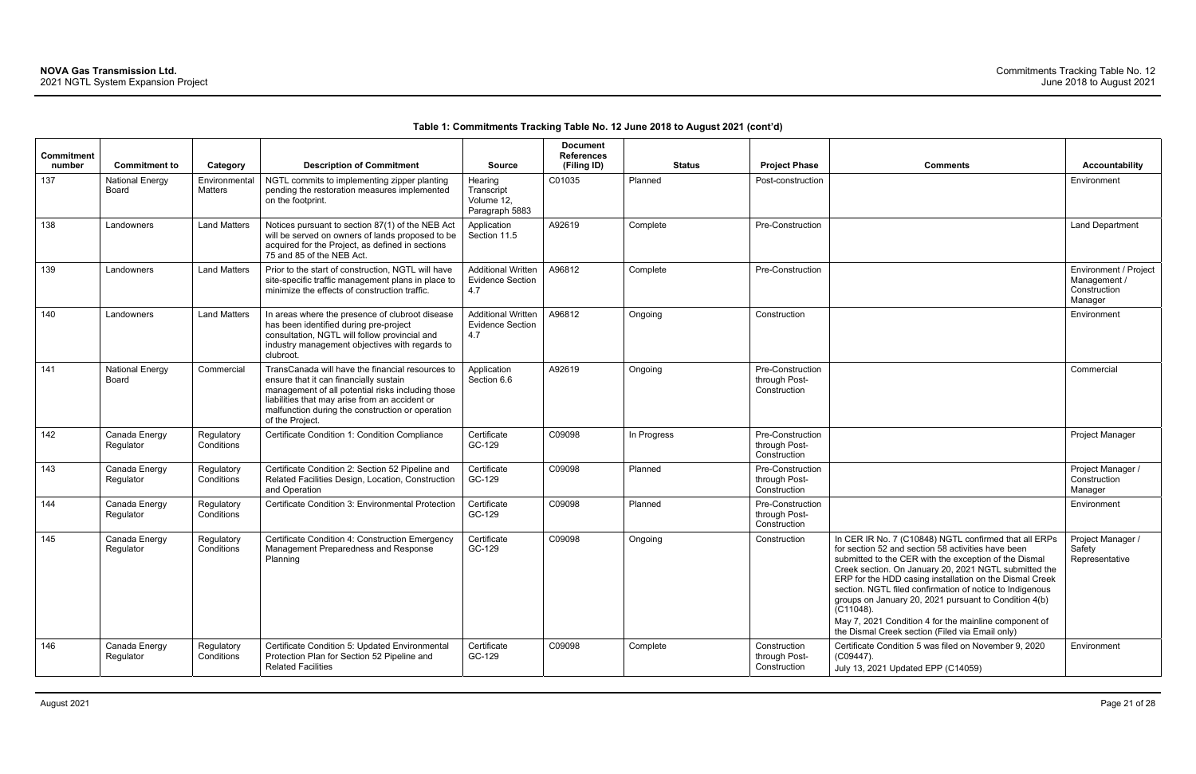**Table 1: Commitments Tracking Table No. 12 June 2018 to August 2021 (cont'd)**

| Commitment number | Commitment to | Category | Description of Commitment | Source | Document References (Filing ID) | Status | Project Phase | Comments | Accountability |
|---|---|---|---|---|---|---|---|---|---|
| 137 | National Energy Board | Environmental Matters | NGTL commits to implementing zipper planting pending the restoration measures implemented on the footprint. | Hearing Transcript Volume 12, Paragraph 5883 | C01035 | Planned | Post-construction | | Environment |
| 138 | Landowners | Land Matters | Notices pursuant to section 87(1) of the NEB Act will be served on owners of lands proposed to be acquired for the Project, as defined in sections 75 and 85 of the NEB Act. | Application Section 11.5 | A92619 | Complete | Pre-Construction | | Land Department |
| 139 | Landowners | Land Matters | Prior to the start of construction, NGTL will have site-specific traffic management plans in place to minimize the effects of construction traffic. | Additional Written Evidence Section 4.7 | A96812 | Complete | Pre-Construction | | Environment / Project Management / Construction Manager |
| 140 | Landowners | Land Matters | In areas where the presence of clubroot disease has been identified during pre-project consultation, NGTL will follow provincial and industry management objectives with regards to clubroot. | Additional Written Evidence Section 4.7 | A96812 | Ongoing | Construction | | Environment |
| 141 | National Energy Board | Commercial | TransCanada will have the financial resources to ensure that it can financially sustain management of all potential risks including those liabilities that may arise from an accident or malfunction during the construction or operation of the Project. | Application Section 6.6 | A92619 | Ongoing | Pre-Construction through Post-Construction | | Commercial |
| 142 | Canada Energy Regulator | Regulatory Conditions | Certificate Condition 1: Condition Compliance | Certificate GC-129 | C09098 | In Progress | Pre-Construction through Post-Construction | | Project Manager |
| 143 | Canada Energy Regulator | Regulatory Conditions | Certificate Condition 2: Section 52 Pipeline and Related Facilities Design, Location, Construction and Operation | Certificate GC-129 | C09098 | Planned | Pre-Construction through Post-Construction | | Project Manager / Construction Manager |
| 144 | Canada Energy Regulator | Regulatory Conditions | Certificate Condition 3: Environmental Protection | Certificate GC-129 | C09098 | Planned | Pre-Construction through Post-Construction | | Environment |
| 145 | Canada Energy Regulator | Regulatory Conditions | Certificate Condition 4: Construction Emergency Management Preparedness and Response Planning | Certificate GC-129 | C09098 | Ongoing | Construction | In CER IR No. 7 (C10848) NGTL confirmed that all ERPs for section 52 and section 58 activities have been submitted to the CER with the exception of the Dismal Creek section. On January 20, 2021 NGTL submitted the ERP for the HDD casing installation on the Dismal Creek section. NGTL filed confirmation of notice to Indigenous groups on January 20, 2021 pursuant to Condition 4(b) (C11048).<br>May 7, 2021 Condition 4 for the mainline component of the Dismal Creek section (Filed via Email only) | Project Manager / Safety Representative |
| 146 | Canada Energy Regulator | Regulatory Conditions | Certificate Condition 5: Updated Environmental Protection Plan for Section 52 Pipeline and Related Facilities | Certificate GC-129 | C09098 | Complete | Construction through Post-Construction | Certificate Condition 5 was filed on November 9, 2020 (C09447).<br>July 13, 2021 Updated EPP (C14059) | Environment |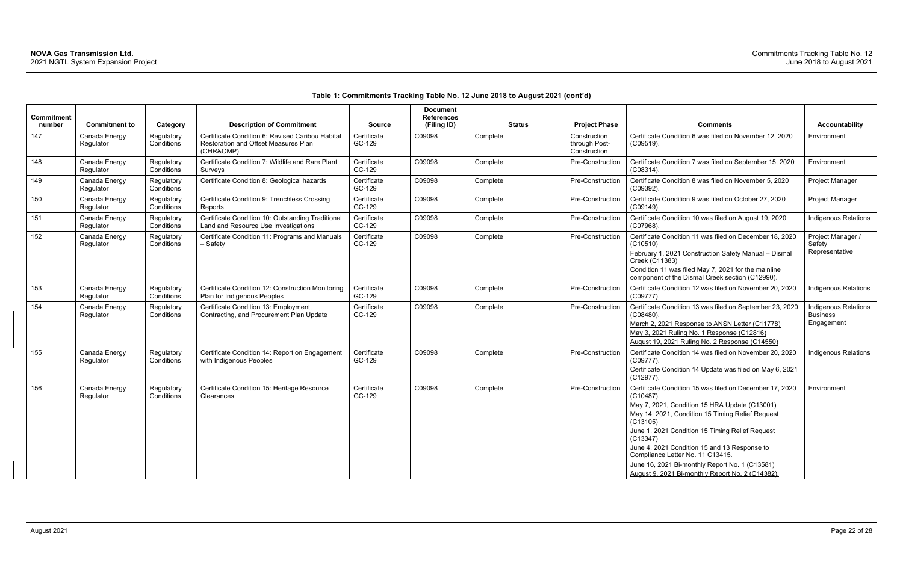**Table 1: Commitments Tracking Table No. 12 June 2018 to August 2021 (cont'd)**

| Commitment number | Commitment to | Category | Description of Commitment | Source | Document References (Filing ID) | Status | Project Phase | Comments | Accountability |
|---|---|---|---|---|---|---|---|---|---|
| 147 | Canada Energy Regulator | Regulatory Conditions | Certificate Condition 6: Revised Caribou Habitat Restoration and Offset Measures Plan (CHR&OMP) | Certificate GC-129 | C09098 | Complete | Construction through Post-Construction | Certificate Condition 6 was filed on November 12, 2020 (C09519). | Environment |
| 148 | Canada Energy Regulator | Regulatory Conditions | Certificate Condition 7: Wildlife and Rare Plant Surveys | Certificate GC-129 | C09098 | Complete | Pre-Construction | Certificate Condition 7 was filed on September 15, 2020 (C08314). | Environment |
| 149 | Canada Energy Regulator | Regulatory Conditions | Certificate Condition 8: Geological hazards | Certificate GC-129 | C09098 | Complete | Pre-Construction | Certificate Condition 8 was filed on November 5, 2020 (C09392). | Project Manager |
| 150 | Canada Energy Regulator | Regulatory Conditions | Certificate Condition 9: Trenchless Crossing Reports | Certificate GC-129 | C09098 | Complete | Pre-Construction | Certificate Condition 9 was filed on October 27, 2020 (C09149). | Project Manager |
| 151 | Canada Energy Regulator | Regulatory Conditions | Certificate Condition 10: Outstanding Traditional Land and Resource Use Investigations | Certificate GC-129 | C09098 | Complete | Pre-Construction | Certificate Condition 10 was filed on August 19, 2020 (C07968). | Indigenous Relations |
| 152 | Canada Energy Regulator | Regulatory Conditions | Certificate Condition 11: Programs and Manuals – Safety | Certificate GC-129 | C09098 | Complete | Pre-Construction | Certificate Condition 11 was filed on December 18, 2020 (C10510)<br>February 1, 2021 Construction Safety Manual – Dismal Creek (C11383)<br>Condition 11 was filed May 7, 2021 for the mainline component of the Dismal Creek section (C12990). | Project Manager / Safety Representative |
| 153 | Canada Energy Regulator | Regulatory Conditions | Certificate Condition 12: Construction Monitoring Plan for Indigenous Peoples | Certificate GC-129 | C09098 | Complete | Pre-Construction | Certificate Condition 12 was filed on November 20, 2020 (C09777). | Indigenous Relations |
| 154 | Canada Energy Regulator | Regulatory Conditions | Certificate Condition 13: Employment, Contracting, and Procurement Plan Update | Certificate GC-129 | C09098 | Complete | Pre-Construction | Certificate Condition 13 was filed on September 23, 2020 (C08480).<br>March 2, 2021 Response to ANSN Letter (C11778)<br>May 3, 2021 Ruling No. 1 Response (C12816)<br>August 19, 2021 Ruling No. 2 Response (C14550) | Indigenous Relations Business Engagement |
| 155 | Canada Energy Regulator | Regulatory Conditions | Certificate Condition 14: Report on Engagement with Indigenous Peoples | Certificate GC-129 | C09098 | Complete | Pre-Construction | Certificate Condition 14 was filed on November 20, 2020 (C09777).<br>Certificate Condition 14 Update was filed on May 6, 2021 (C12977). | Indigenous Relations |
| 156 | Canada Energy Regulator | Regulatory Conditions | Certificate Condition 15: Heritage Resource Clearances | Certificate GC-129 | C09098 | Complete | Pre-Construction | Certificate Condition 15 was filed on December 17, 2020 (C10487).<br>May 7, 2021, Condition 15 HRA Update (C13001)<br>May 14, 2021, Condition 15 Timing Relief Request (C13105)<br>June 1, 2021 Condition 15 Timing Relief Request (C13347)<br>June 4, 2021 Condition 15 and 13 Response to Compliance Letter No. 11 C13415.<br>June 16, 2021 Bi-monthly Report No. 1 (C13581)<br>August 9, 2021 Bi-monthly Report No. 2 (C14382). | Environment |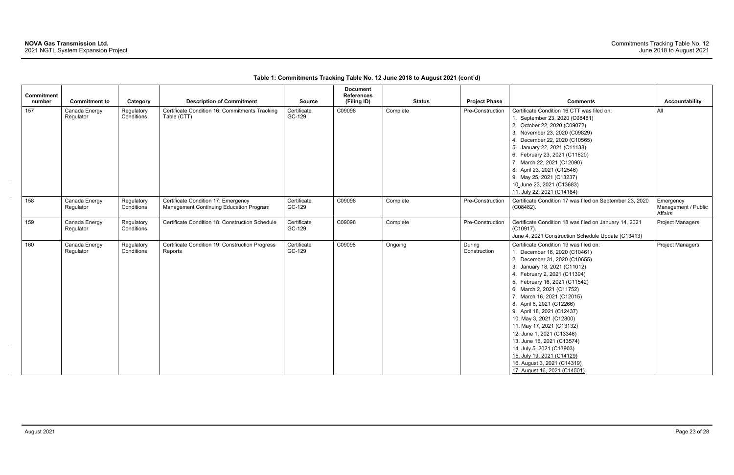**Table 1: Commitments Tracking Table No. 12 June 2018 to August 2021 (cont'd)**

| Commitment number | Commitment to | Category | Description of Commitment | Source | Document References (Filing ID) | Status | Project Phase | Comments | Accountability |
|---|---|---|---|---|---|---|---|---|---|
| 157 | Canada Energy Regulator | Regulatory Conditions | Certificate Condition 16: Commitments Tracking Table (CTT) | Certificate GC-129 | C09098 | Complete | Pre-Construction | Certificate Condition 16 CTT was filed on:<br>1. September 23, 2020 (C08481)<br>2. October 22, 2020 (C09072)<br>3. November 23, 2020 (C09829)<br>4. December 22, 2020 (C10565)<br>5. January 22, 2021 (C11138)<br>6. February 23, 2021 (C11620)<br>7. March 22, 2021 (C12090)<br>8. April 23, 2021 (C12546)<br>9. May 25, 2021 (C13237)<br>10. June 23, 2021 (C13683)<br>11. July 22, 2021 (C14184) | All |
| 158 | Canada Energy Regulator | Regulatory Conditions | Certificate Condition 17: Emergency Management Continuing Education Program | Certificate GC-129 | C09098 | Complete | Pre-Construction | Certificate Condition 17 was filed on September 23, 2020 (C08482). | Emergency Management / Public Affairs |
| 159 | Canada Energy Regulator | Regulatory Conditions | Certificate Condition 18: Construction Schedule | Certificate GC-129 | C09098 | Complete | Pre-Construction | Certificate Condition 18 was filed on January 14, 2021 (C10917).<br>June 4, 2021 Construction Schedule Update (C13413) | Project Managers |
| 160 | Canada Energy Regulator | Regulatory Conditions | Certificate Condition 19: Construction Progress Reports | Certificate GC-129 | C09098 | Ongoing | During Construction | Certificate Condition 19 was filed on:<br>1. December 16, 2020 (C10461)<br>2. December 31, 2020 (C10655)<br>3. January 18, 2021 (C11012)<br>4. February 2, 2021 (C11394)<br>5. February 16, 2021 (C11542)<br>6. March 2, 2021 (C11752)<br>7. March 16, 2021 (C12015)<br>8. April 6, 2021 (C12266)<br>9. April 18, 2021 (C12437)<br>10. May 3, 2021 (C12800)<br>11. May 17, 2021 (C13132)<br>12. June 1, 2021 (C13346)<br>13. June 16, 2021 (C13574)<br>14. July 5, 2021 (C13903)<br>15. July 19, 2021 (C14129)<br>16. August 3, 2021 (C14319)<br>17. August 16, 2021 (C14501) | Project Managers |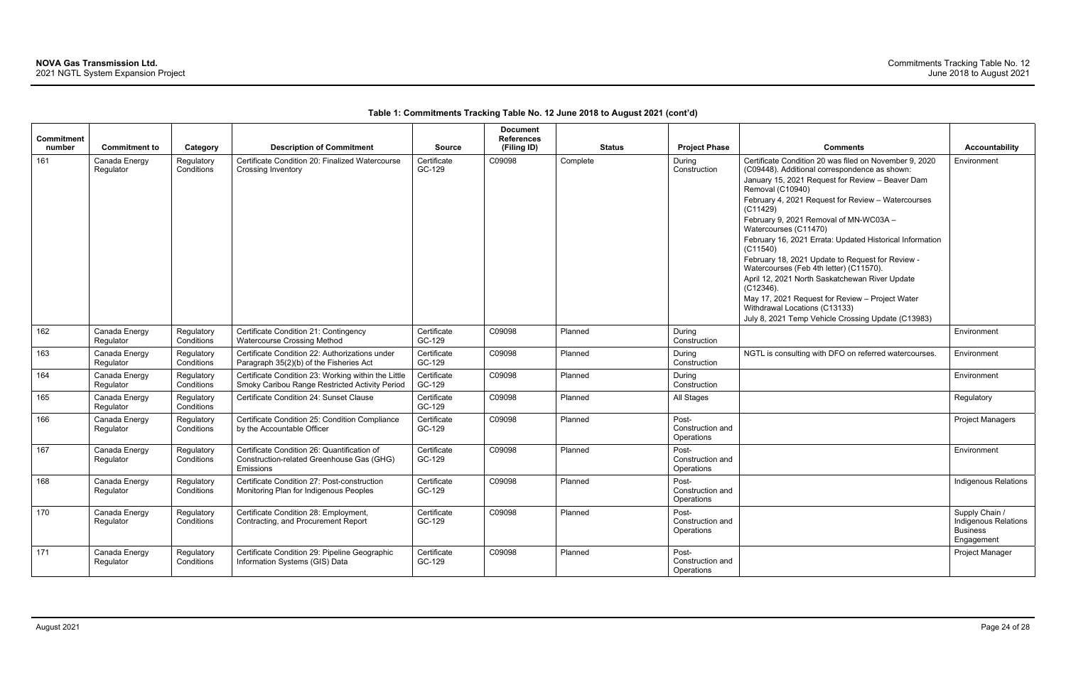**Table 1: Commitments Tracking Table No. 12 June 2018 to August 2021 (cont'd)**

| Commitment number | Commitment to | Category | Description of Commitment | Source | Document References (Filing ID) | Status | Project Phase | Comments | Accountability |
|---|---|---|---|---|---|---|---|---|---|
| 161 | Canada Energy Regulator | Regulatory Conditions | Certificate Condition 20: Finalized Watercourse Crossing Inventory | Certificate GC-129 | C09098 | Complete | During Construction | Certificate Condition 20 was filed on November 9, 2020 (C09448). Additional correspondence as shown: January 15, 2021 Request for Review – Beaver Dam Removal (C10940) February 4, 2021 Request for Review – Watercourses (C11429) February 9, 2021 Removal of MN-WC03A – Watercourses (C11470) February 16, 2021 Errata: Updated Historical Information (C11540) February 18, 2021 Update to Request for Review - Watercourses (Feb 4th letter) (C11570). April 12, 2021 North Saskatchewan River Update (C12346). May 17, 2021 Request for Review – Project Water Withdrawal Locations (C13133) July 8, 2021 Temp Vehicle Crossing Update (C13983) | Environment |
| 162 | Canada Energy Regulator | Regulatory Conditions | Certificate Condition 21: Contingency Watercourse Crossing Method | Certificate GC-129 | C09098 | Planned | During Construction | | Environment |
| 163 | Canada Energy Regulator | Regulatory Conditions | Certificate Condition 22: Authorizations under Paragraph 35(2)(b) of the Fisheries Act | Certificate GC-129 | C09098 | Planned | During Construction | NGTL is consulting with DFO on referred watercourses. | Environment |
| 164 | Canada Energy Regulator | Regulatory Conditions | Certificate Condition 23: Working within the Little Smoky Caribou Range Restricted Activity Period | Certificate GC-129 | C09098 | Planned | During Construction | | Environment |
| 165 | Canada Energy Regulator | Regulatory Conditions | Certificate Condition 24: Sunset Clause | Certificate GC-129 | C09098 | Planned | All Stages | | Regulatory |
| 166 | Canada Energy Regulator | Regulatory Conditions | Certificate Condition 25: Condition Compliance by the Accountable Officer | Certificate GC-129 | C09098 | Planned | Post-Construction and Operations | | Project Managers |
| 167 | Canada Energy Regulator | Regulatory Conditions | Certificate Condition 26: Quantification of Construction-related Greenhouse Gas (GHG) Emissions | Certificate GC-129 | C09098 | Planned | Post-Construction and Operations | | Environment |
| 168 | Canada Energy Regulator | Regulatory Conditions | Certificate Condition 27: Post-construction Monitoring Plan for Indigenous Peoples | Certificate GC-129 | C09098 | Planned | Post-Construction and Operations | | Indigenous Relations |
| 170 | Canada Energy Regulator | Regulatory Conditions | Certificate Condition 28: Employment, Contracting, and Procurement Report | Certificate GC-129 | C09098 | Planned | Post-Construction and Operations | | Supply Chain / Indigenous Relations Business Engagement |
| 171 | Canada Energy Regulator | Regulatory Conditions | Certificate Condition 29: Pipeline Geographic Information Systems (GIS) Data | Certificate GC-129 | C09098 | Planned | Post-Construction and Operations | | Project Manager |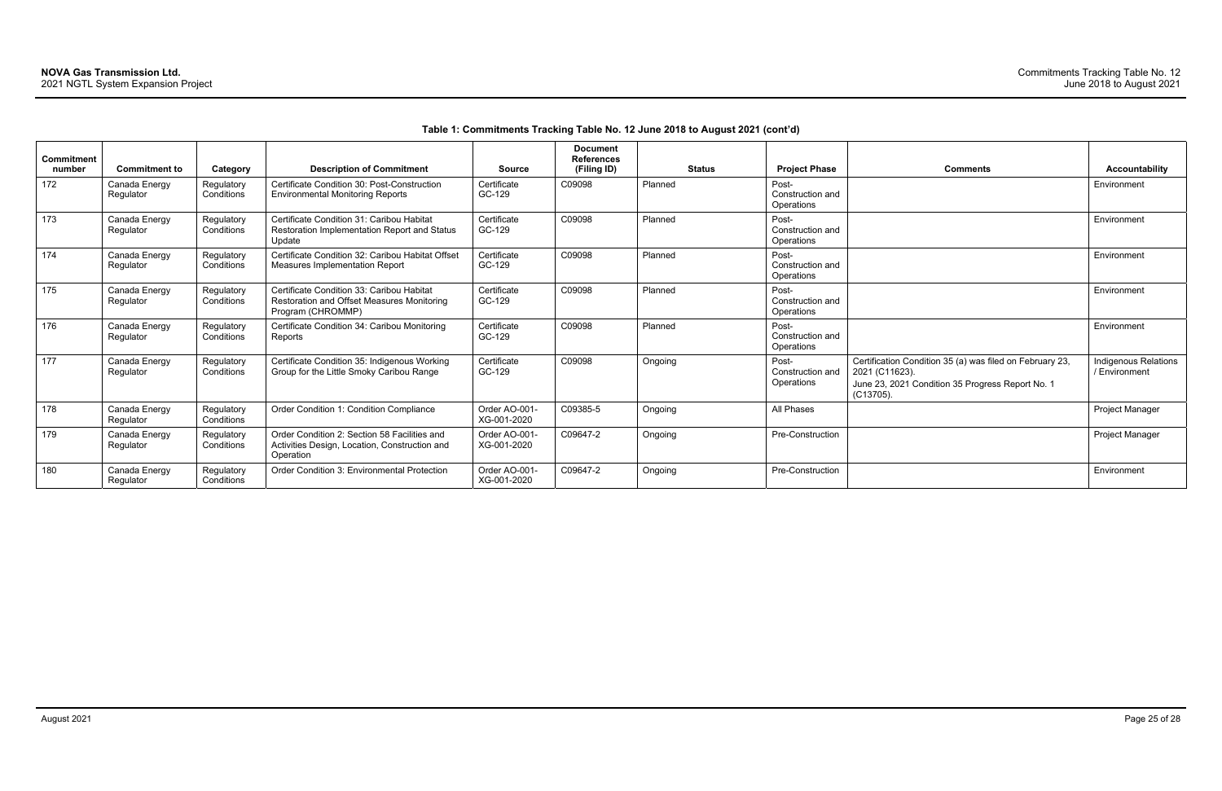**Table 1: Commitments Tracking Table No. 12 June 2018 to August 2021 (cont'd)**

| Commitment number | Commitment to | Category | Description of Commitment | Source | Document References (Filing ID) | Status | Project Phase | Comments | Accountability |
|---|---|---|---|---|---|---|---|---|---|
| 172 | Canada Energy Regulator | Regulatory Conditions | Certificate Condition 30: Post-Construction Environmental Monitoring Reports | Certificate GC-129 | C09098 | Planned | Post-Construction and Operations | | Environment |
| 173 | Canada Energy Regulator | Regulatory Conditions | Certificate Condition 31: Caribou Habitat Restoration Implementation Report and Status Update | Certificate GC-129 | C09098 | Planned | Post-Construction and Operations | | Environment |
| 174 | Canada Energy Regulator | Regulatory Conditions | Certificate Condition 32: Caribou Habitat Offset Measures Implementation Report | Certificate GC-129 | C09098 | Planned | Post-Construction and Operations | | Environment |
| 175 | Canada Energy Regulator | Regulatory Conditions | Certificate Condition 33: Caribou Habitat Restoration and Offset Measures Monitoring Program (CHROMMP) | Certificate GC-129 | C09098 | Planned | Post-Construction and Operations | | Environment |
| 176 | Canada Energy Regulator | Regulatory Conditions | Certificate Condition 34: Caribou Monitoring Reports | Certificate GC-129 | C09098 | Planned | Post-Construction and Operations | | Environment |
| 177 | Canada Energy Regulator | Regulatory Conditions | Certificate Condition 35: Indigenous Working Group for the Little Smoky Caribou Range | Certificate GC-129 | C09098 | Ongoing | Post-Construction and Operations | Certification Condition 35 (a) was filed on February 23, 2021 (C11623).<br>June 23, 2021 Condition 35 Progress Report No. 1 (C13705). | Indigenous Relations / Environment |
| 178 | Canada Energy Regulator | Regulatory Conditions | Order Condition 1: Condition Compliance | Order AO-001-XG-001-2020 | C09385-5 | Ongoing | All Phases | | Project Manager |
| 179 | Canada Energy Regulator | Regulatory Conditions | Order Condition 2: Section 58 Facilities and Activities Design, Location, Construction and Operation | Order AO-001-XG-001-2020 | C09647-2 | Ongoing | Pre-Construction | | Project Manager |
| 180 | Canada Energy Regulator | Regulatory Conditions | Order Condition 3: Environmental Protection | Order AO-001-XG-001-2020 | C09647-2 | Ongoing | Pre-Construction | | Environment |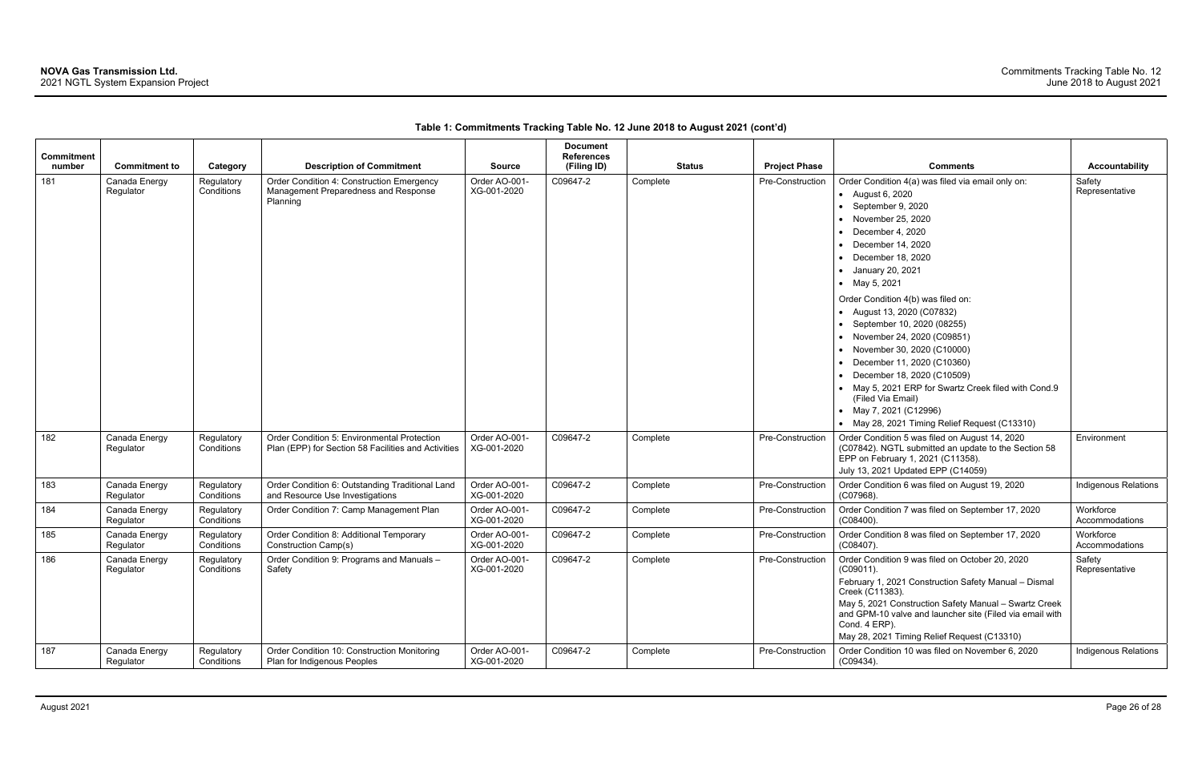**Table 1: Commitments Tracking Table No. 12 June 2018 to August 2021 (cont'd)**

| Commitment number | Commitment to | Category | Description of Commitment | Source | Document References (Filing ID) | Status | Project Phase | Comments | Accountability |
|---|---|---|---|---|---|---|---|---|---|
| 181 | Canada Energy Regulator | Regulatory Conditions | Order Condition 4: Construction Emergency Management Preparedness and Response Planning | Order AO-001-XG-001-2020 | C09647-2 | Complete | Pre-Construction | Order Condition 4(a) was filed via email only on: <br>• August 6, 2020 <br>• September 9, 2020 <br>• November 25, 2020 <br>• December 4, 2020 <br>• December 14, 2020 <br>• December 18, 2020 <br>• January 20, 2021 <br>• May 5, 2021 <br><br>Order Condition 4(b) was filed on: <br>• August 13, 2020 (C07832) <br>• September 10, 2020 (08255) <br>• November 24, 2020 (C09851) <br>• November 30, 2020 (C10000) <br>• December 11, 2020 (C10360) <br>• December 18, 2020 (C10509) <br>• May 5, 2021 ERP for Swartz Creek filed with Cond.9 (Filed Via Email) <br>• May 7, 2021 (C12996) <br>• May 28, 2021 Timing Relief Request (C13310) | Safety Representative |
| 182 | Canada Energy Regulator | Regulatory Conditions | Order Condition 5: Environmental Protection Plan (EPP) for Section 58 Facilities and Activities | Order AO-001-XG-001-2020 | C09647-2 | Complete | Pre-Construction | Order Condition 5 was filed on August 14, 2020 (C07842). NGTL submitted an update to the Section 58 EPP on February 1, 2021 (C11358). <br>July 13, 2021 Updated EPP (C14059) | Environment |
| 183 | Canada Energy Regulator | Regulatory Conditions | Order Condition 6: Outstanding Traditional Land and Resource Use Investigations | Order AO-001-XG-001-2020 | C09647-2 | Complete | Pre-Construction | Order Condition 6 was filed on August 19, 2020 (C07968). | Indigenous Relations |
| 184 | Canada Energy Regulator | Regulatory Conditions | Order Condition 7: Camp Management Plan | Order AO-001-XG-001-2020 | C09647-2 | Complete | Pre-Construction | Order Condition 7 was filed on September 17, 2020 (C08400). | Workforce Accommodations |
| 185 | Canada Energy Regulator | Regulatory Conditions | Order Condition 8: Additional Temporary Construction Camp(s) | Order AO-001-XG-001-2020 | C09647-2 | Complete | Pre-Construction | Order Condition 8 was filed on September 17, 2020 (C08407). | Workforce Accommodations |
| 186 | Canada Energy Regulator | Regulatory Conditions | Order Condition 9: Programs and Manuals – Safety | Order AO-001-XG-001-2020 | C09647-2 | Complete | Pre-Construction | Order Condition 9 was filed on October 20, 2020 (C09011). <br>February 1, 2021 Construction Safety Manual – Dismal Creek (C11383). <br>May 5, 2021 Construction Safety Manual – Swartz Creek and GPM-10 valve and launcher site (Filed via email with Cond. 4 ERP). <br>May 28, 2021 Timing Relief Request (C13310) | Safety Representative |
| 187 | Canada Energy Regulator | Regulatory Conditions | Order Condition 10: Construction Monitoring Plan for Indigenous Peoples | Order AO-001-XG-001-2020 | C09647-2 | Complete | Pre-Construction | Order Condition 10 was filed on November 6, 2020 (C09434). | Indigenous Relations |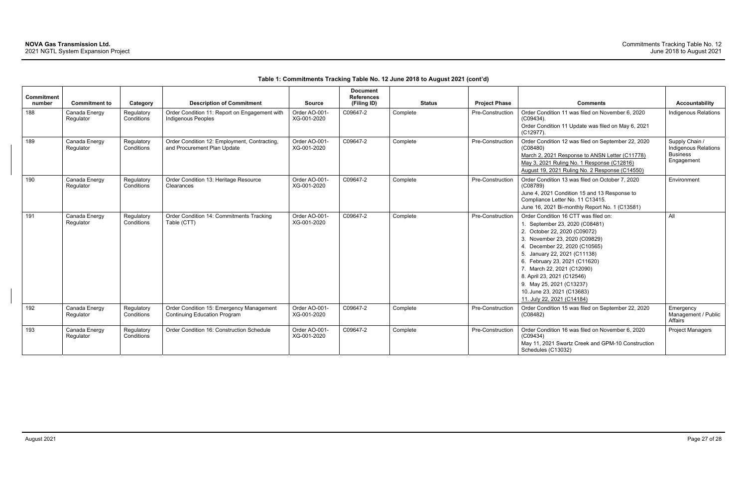**Table 1: Commitments Tracking Table No. 12 June 2018 to August 2021 (cont'd)**

| Commitment number | Commitment to | Category | Description of Commitment | Source | Document References (Filing ID) | Status | Project Phase | Comments | Accountability |
|---|---|---|---|---|---|---|---|---|---|
| 188 | Canada Energy Regulator | Regulatory Conditions | Order Condition 11: Report on Engagement with Indigenous Peoples | Order AO-001-XG-001-2020 | C09647-2 | Complete | Pre-Construction | Order Condition 11 was filed on November 6, 2020 (C09434).<br>Order Condition 11 Update was filed on May 6, 2021 (C12977). | Indigenous Relations |
| 189 | Canada Energy Regulator | Regulatory Conditions | Order Condition 12: Employment, Contracting, and Procurement Plan Update | Order AO-001-XG-001-2020 | C09647-2 | Complete | Pre-Construction | Order Condition 12 was filed on September 22, 2020 (C08480)<br>March 2, 2021 Response to ANSN Letter (C11778)<br>May 3, 2021 Ruling No. 1 Response (C12816)<br>August 19, 2021 Ruling No. 2 Response (C14550) | Supply Chain / Indigenous Relations Business Engagement |
| 190 | Canada Energy Regulator | Regulatory Conditions | Order Condition 13: Heritage Resource Clearances | Order AO-001-XG-001-2020 | C09647-2 | Complete | Pre-Construction | Order Condition 13 was filed on October 7, 2020 (C08789)<br>June 4, 2021 Condition 15 and 13 Response to Compliance Letter No. 11 C13415.<br>June 16, 2021 Bi-monthly Report No. 1 (C13581) | Environment |
| 191 | Canada Energy Regulator | Regulatory Conditions | Order Condition 14: Commitments Tracking Table (CTT) | Order AO-001-XG-001-2020 | C09647-2 | Complete | Pre-Construction | Order Condition 16 CTT was filed on:<br>1. September 23, 2020 (C08481)<br>2. October 22, 2020 (C09072)<br>3. November 23, 2020 (C09829)<br>4. December 22, 2020 (C10565)<br>5. January 22, 2021 (C11138)<br>6. February 23, 2021 (C11620)<br>7. March 22, 2021 (C12090)<br>8. April 23, 2021 (C12546)<br>9. May 25, 2021 (C13237)<br>10. June 23, 2021 (C13683)<br>11. July 22, 2021 (C14184) | All |
| 192 | Canada Energy Regulator | Regulatory Conditions | Order Condition 15: Emergency Management Continuing Education Program | Order AO-001-XG-001-2020 | C09647-2 | Complete | Pre-Construction | Order Condition 15 was filed on September 22, 2020 (C08482) | Emergency Management / Public Affairs |
| 193 | Canada Energy Regulator | Regulatory Conditions | Order Condition 16: Construction Schedule | Order AO-001-XG-001-2020 | C09647-2 | Complete | Pre-Construction | Order Condition 16 was filed on November 6, 2020 (C09434)<br>May 11, 2021 Swartz Creek and GPM-10 Construction Schedules (C13032) | Project Managers |